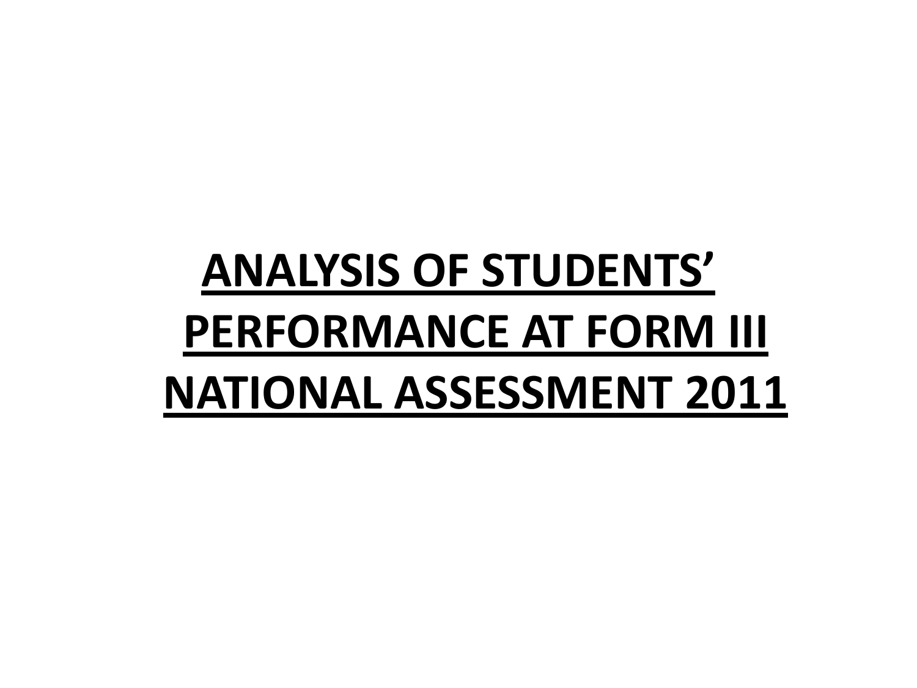# ANALYSIS OF STUDENTS' PERFORMANCE AT FORM III NATIONAL ASSESSMENT 2011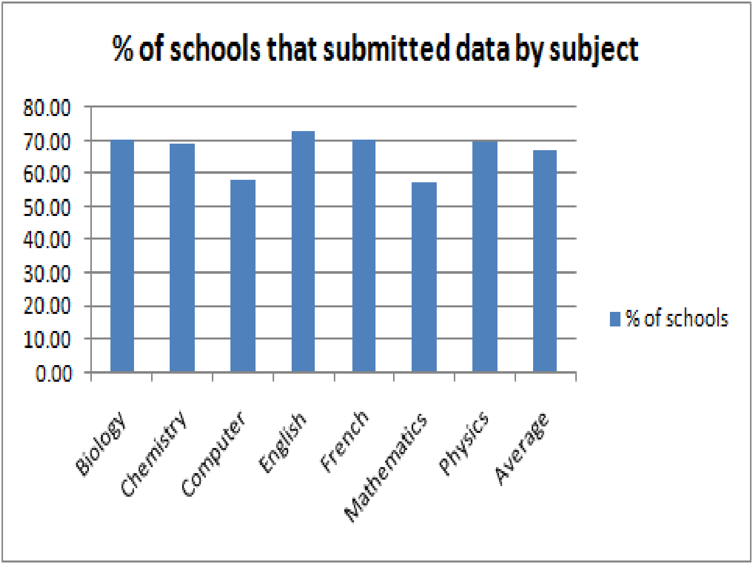# % of schools that submitted data by subject

80.00
70.00
60.00
50.00
40.00
30.00
20.00
10.00
0.00

Biology
Chemistry
Computer
English
French
Mathematics
Physics
Average

% of schools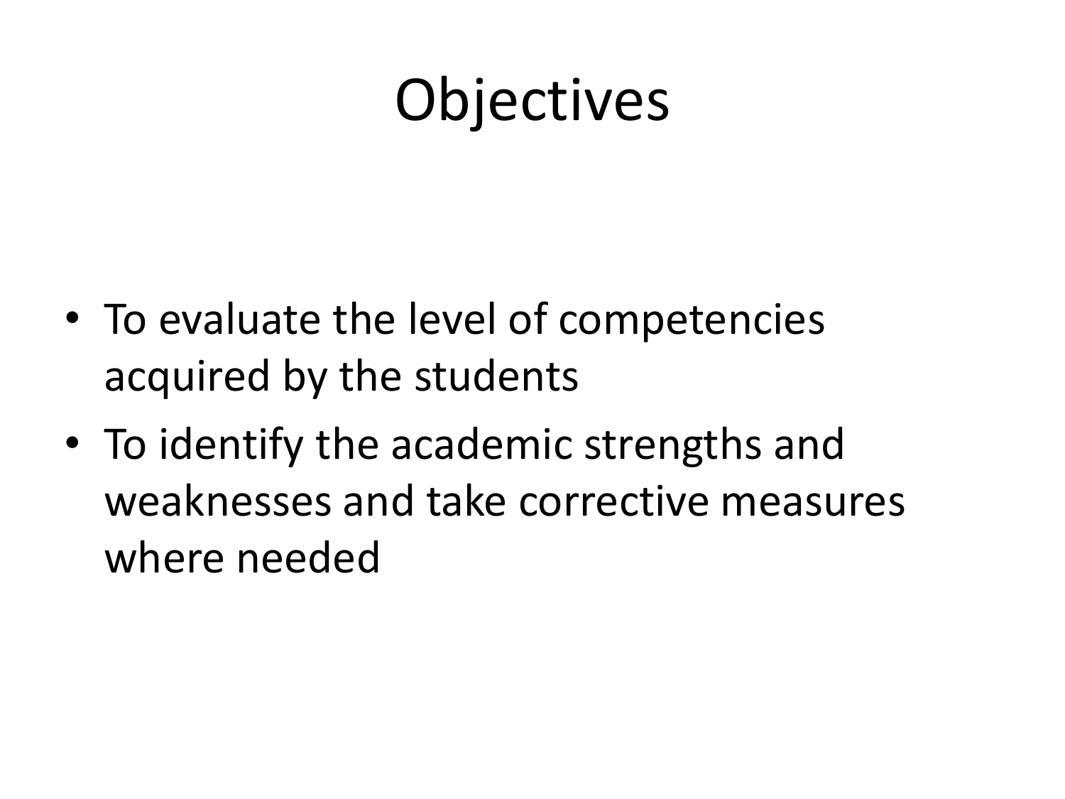# Objectives

- To evaluate the level of competencies acquired by the students
- To identify the academic strengths and weaknesses and take corrective measures where needed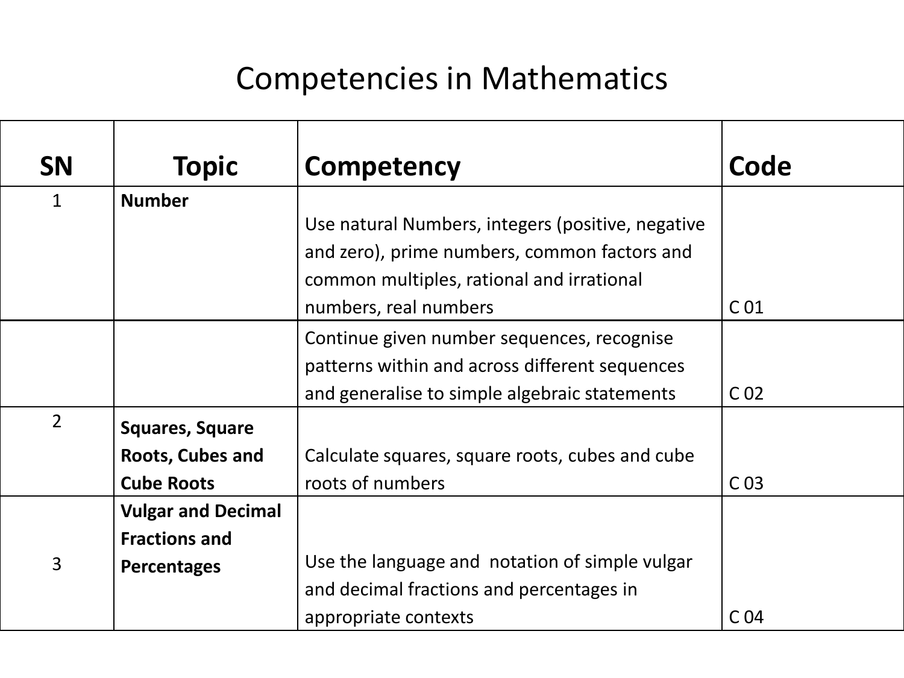# Competencies in Mathematics

| SN | Topic | Competency | Code |
|---|---|---|---|
| 1 | **Number** | Use natural Numbers, integers (positive, negative and zero), prime numbers, common factors and common multiples, rational and irrational numbers, real numbers | C 01 |
| | | Continue given number sequences, recognise patterns within and across different sequences and generalise to simple algebraic statements | C 02 |
| 2 | **Squares, Square Roots, Cubes and Cube Roots** | Calculate squares, square roots, cubes and cube roots of numbers | C 03 |
| 3 | **Vulgar and Decimal Fractions and Percentages** | Use the language and notation of simple vulgar and decimal fractions and percentages in appropriate contexts | C 04 |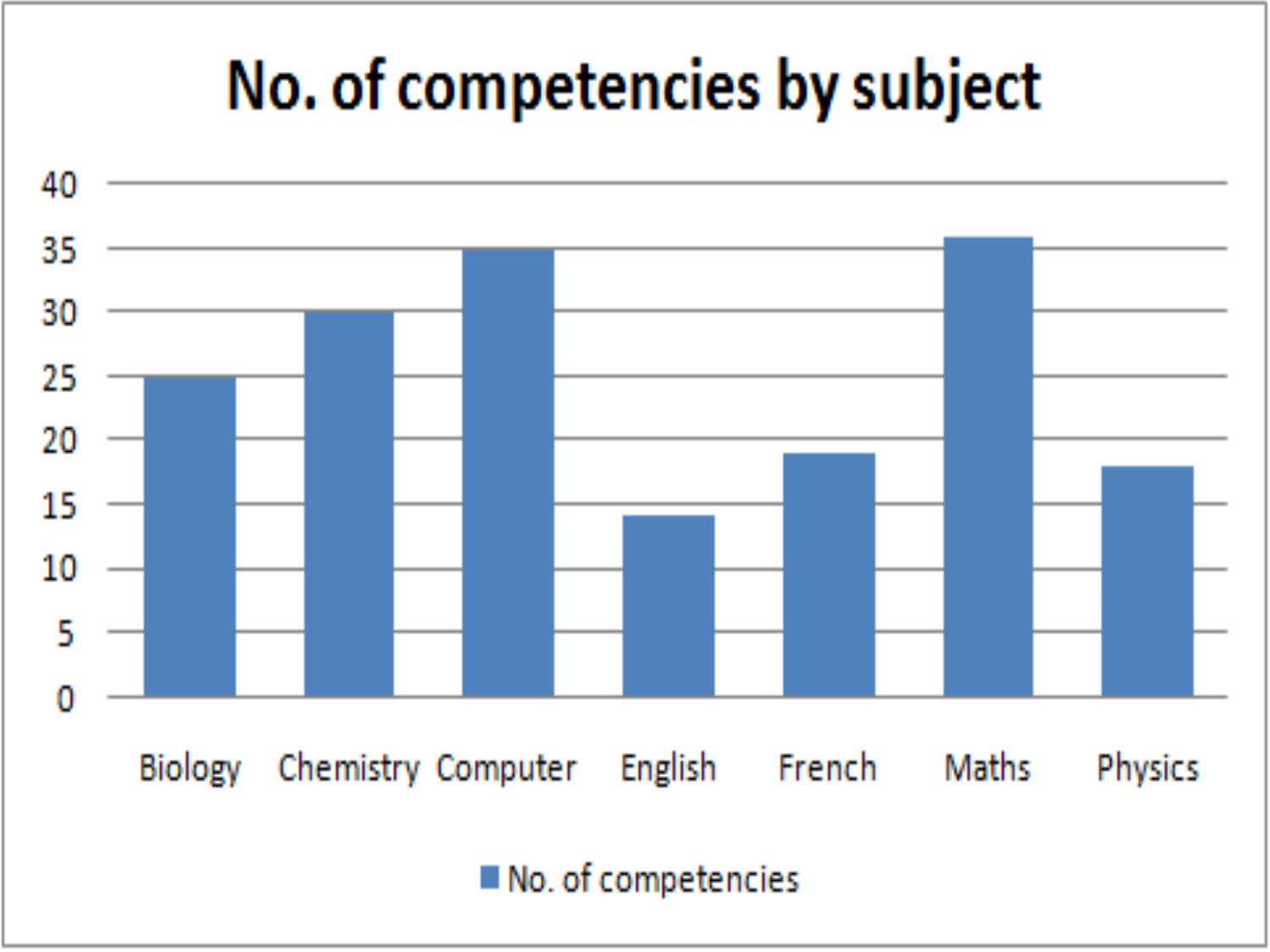# No. of competencies by subject

40
35
30
25
20
15
10
5
0

Biology Chemistry Computer English French Maths Physics

No. of competencies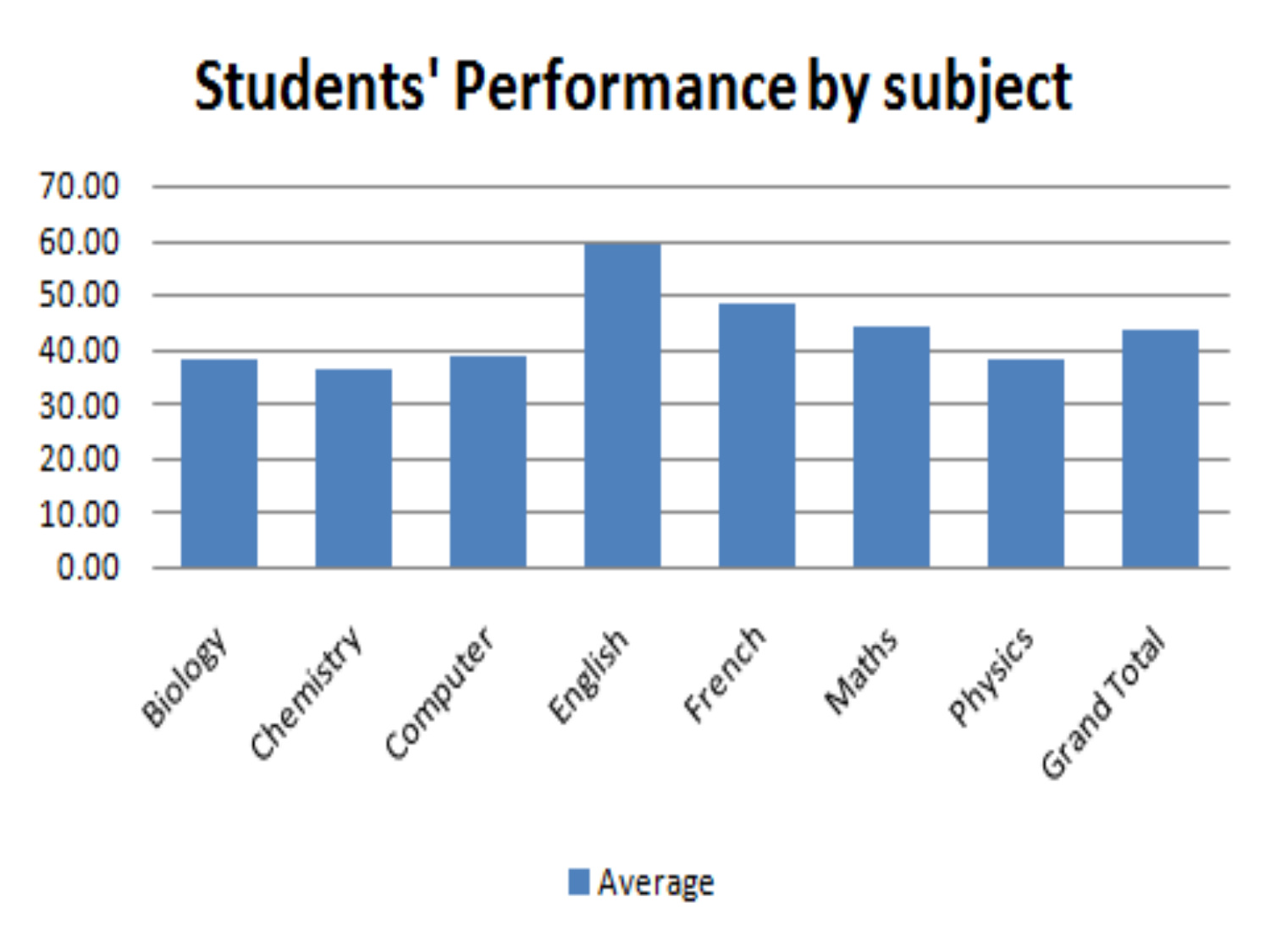# Students' Performance by subject

70.00
60.00
50.00
40.00
30.00
20.00
10.00
0.00

Biology
Chemistry
Computer
English
French
Maths
Physics
Grand Total

Average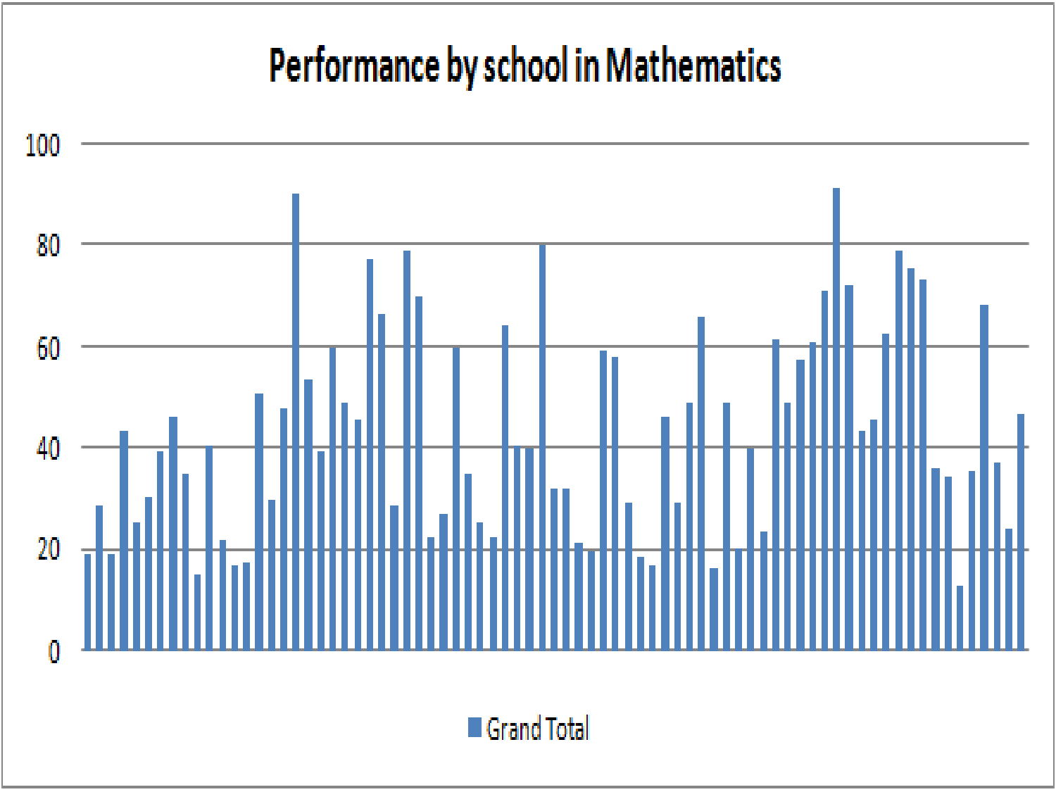Performance by school in Mathematics

100
80
60
40
20
0

Grand Total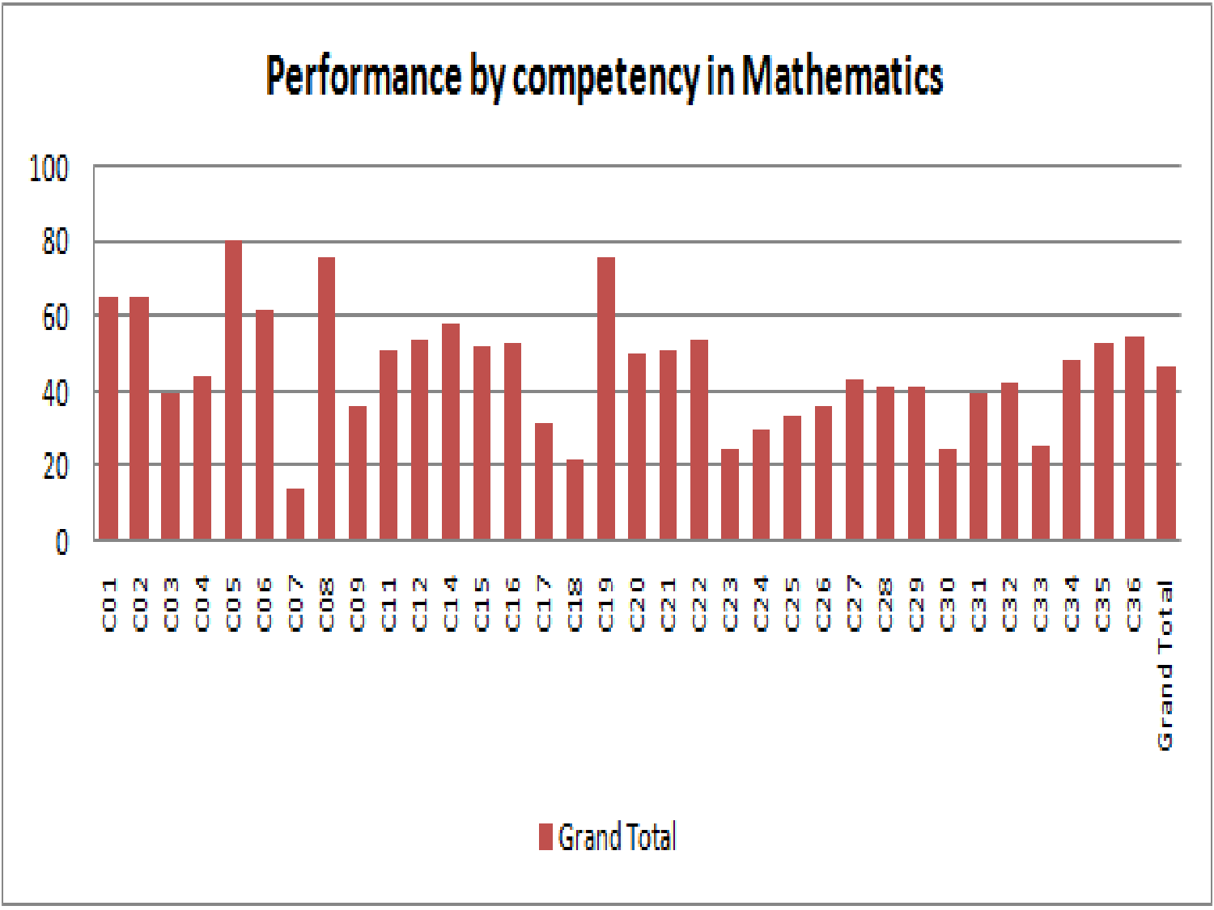Performance by competency in Mathematics

100
80
60
40
20
0

C01
C02
C03
C04
C05
C06
C07
C08
C09
C11
C12
C14
C15
C16
C17
C18
C19
C20
C21
C22
C23
C24
C25
C26
C27
C28
C29
C30
C31
C32
C33
C34
C35
C36
Grand Total

Grand Total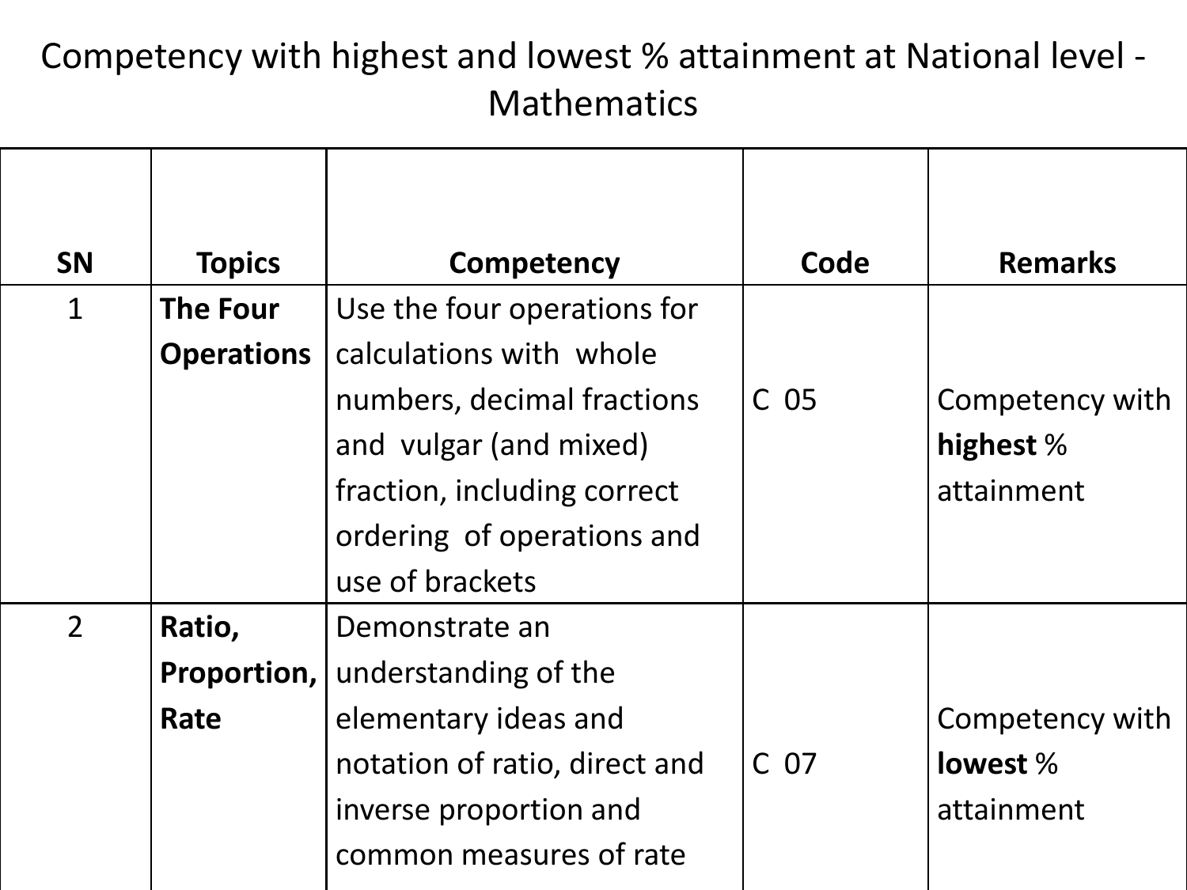# Competency with highest and lowest % attainment at National level - Mathematics

| SN | Topics | Competency | Code | Remarks |
|---|---|---|---|---|
| 1 | **The Four Operations** | Use the four operations for calculations with whole numbers, decimal fractions and vulgar (and mixed) fraction, including correct ordering of operations and use of brackets | C 05 | Competency with **highest** % attainment |
| 2 | **Ratio, Proportion, Rate** | Demonstrate an understanding of the elementary ideas and notation of ratio, direct and inverse proportion and common measures of rate | C 07 | Competency with **lowest** % attainment |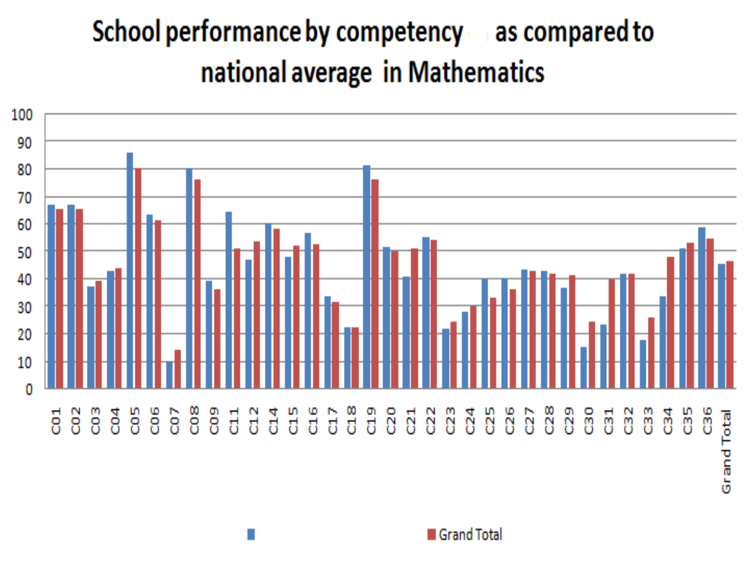# School performance by competency as compared to national average in Mathematics

100
90
80
70
60
50
40
30
20
10
0

C01 C02 C03 C04 C05 C06 C07 C08 C09 C11 C12 C14 C15 C16 C17 C18 C19 C20 C21 C22 C23 C24 C25 C26 C27 C28 C29 C30 C31 C32 C33 C34 C35 C36 Grand Total

Grand Total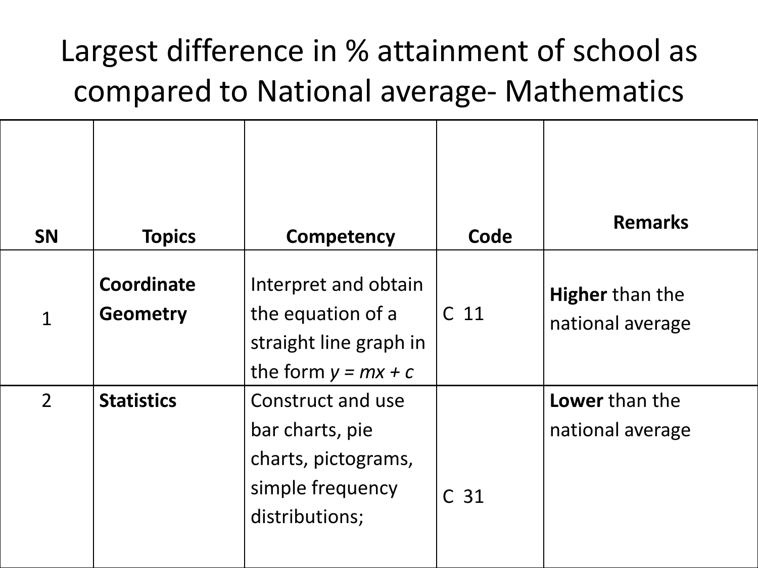# Largest difference in % attainment of school as compared to National average- Mathematics

| SN | Topics | Competency | Code | Remarks |
|---|---|---|---|---|
| 1 | **Coordinate Geometry** | Interpret and obtain the equation of a straight line graph in the form $y = mx + c$ | C 11 | **Higher** than the national average |
| 2 | **Statistics** | Construct and use bar charts, pie charts, pictograms, simple frequency distributions; | C 31 | **Lower** than the national average |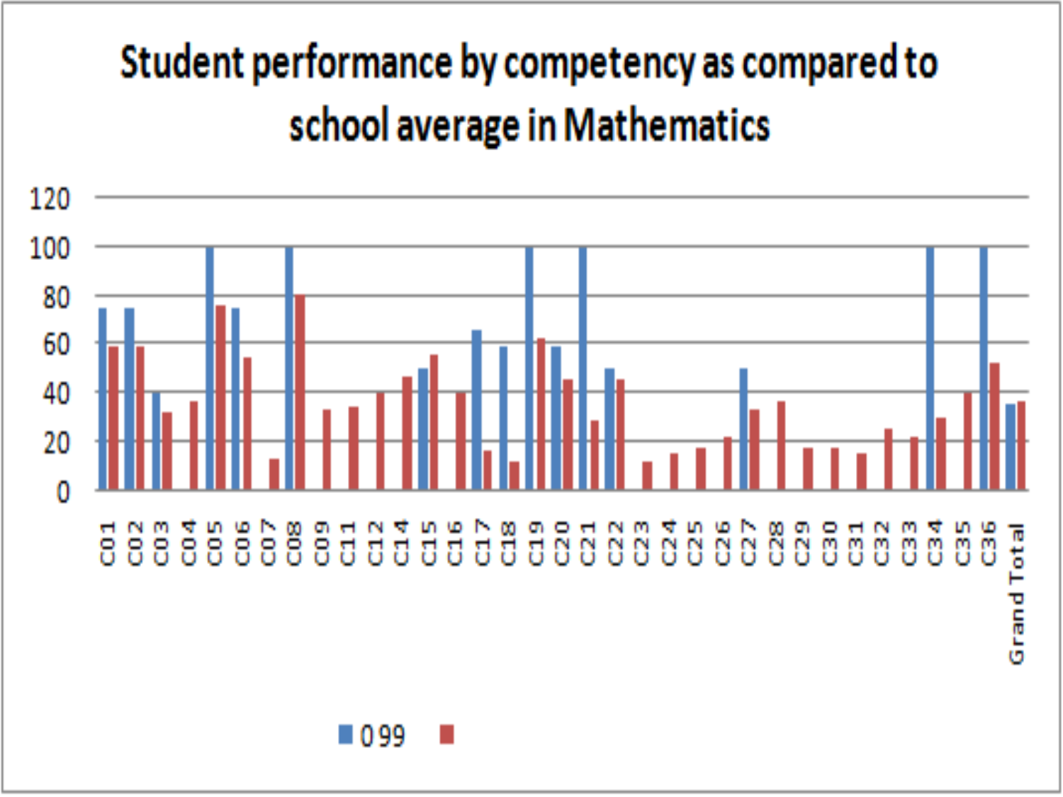Student performance by competency as compared to school average in Mathematics

120
100
80
60
40
20
0

C01 C02 C03 C04 C05 C06 C07 C08 C09 C11 C12 C14 C15 C16 C17 C18 C19 C20 C21 C22 C23 C24 C25 C26 C27 C28 C29 C30 C31 C32 C33 C34 C35 C36 Grand Total

099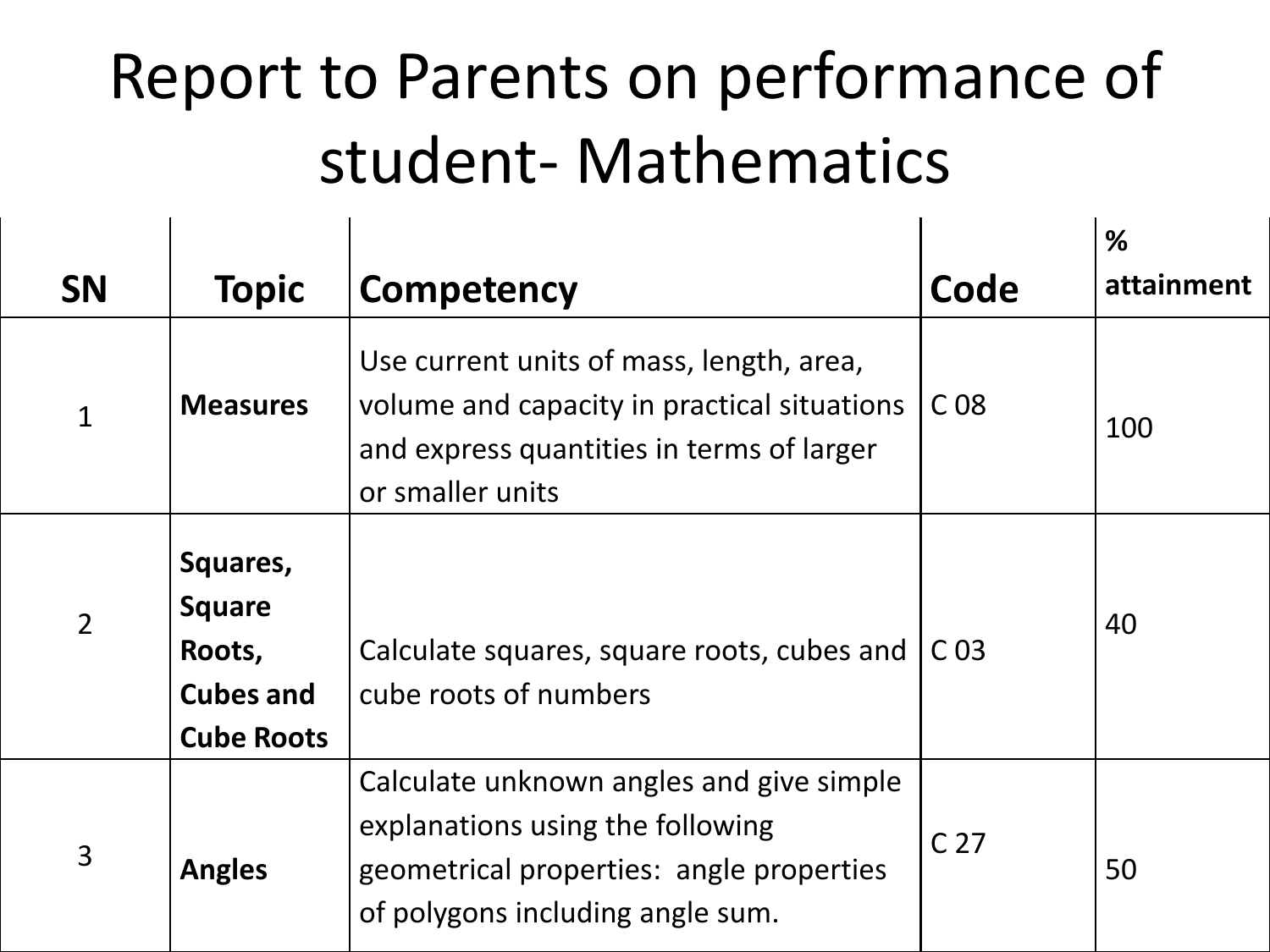# Report to Parents on performance of student- Mathematics

| SN | Topic | Competency | Code | % attainment |
|---|---|---|---|---|
| 1 | **Measures** | Use current units of mass, length, area, volume and capacity in practical situations and express quantities in terms of larger or smaller units | C 08 | 100 |
| 2 | **Squares, Square Roots, Cubes and Cube Roots** | Calculate squares, square roots, cubes and cube roots of numbers | C 03 | 40 |
| 3 | **Angles** | Calculate unknown angles and give simple explanations using the following geometrical properties: angle properties of polygons including angle sum. | C 27 | 50 |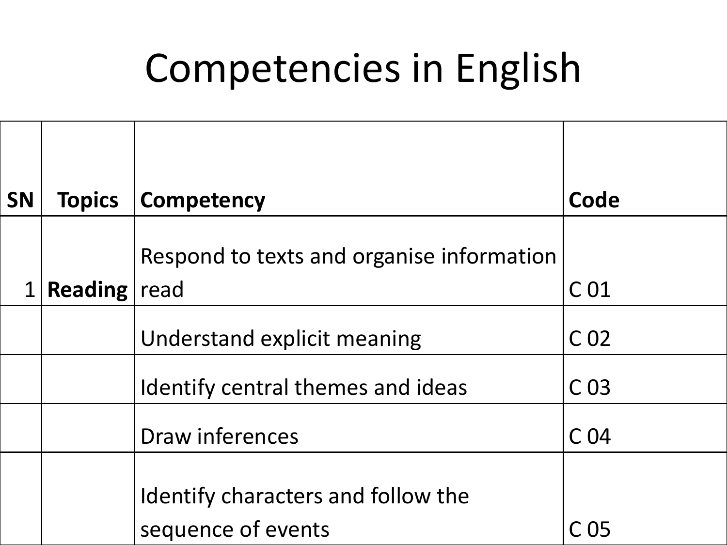# Competencies in English

| SN | Topics | Competency | Code |
|---|---|---|---|
| 1 | **Reading** | Respond to texts and organise information read | C 01 |
| | | Understand explicit meaning | C 02 |
| | | Identify central themes and ideas | C 03 |
| | | Draw inferences | C 04 |
| | | Identify characters and follow the sequence of events | C 05 |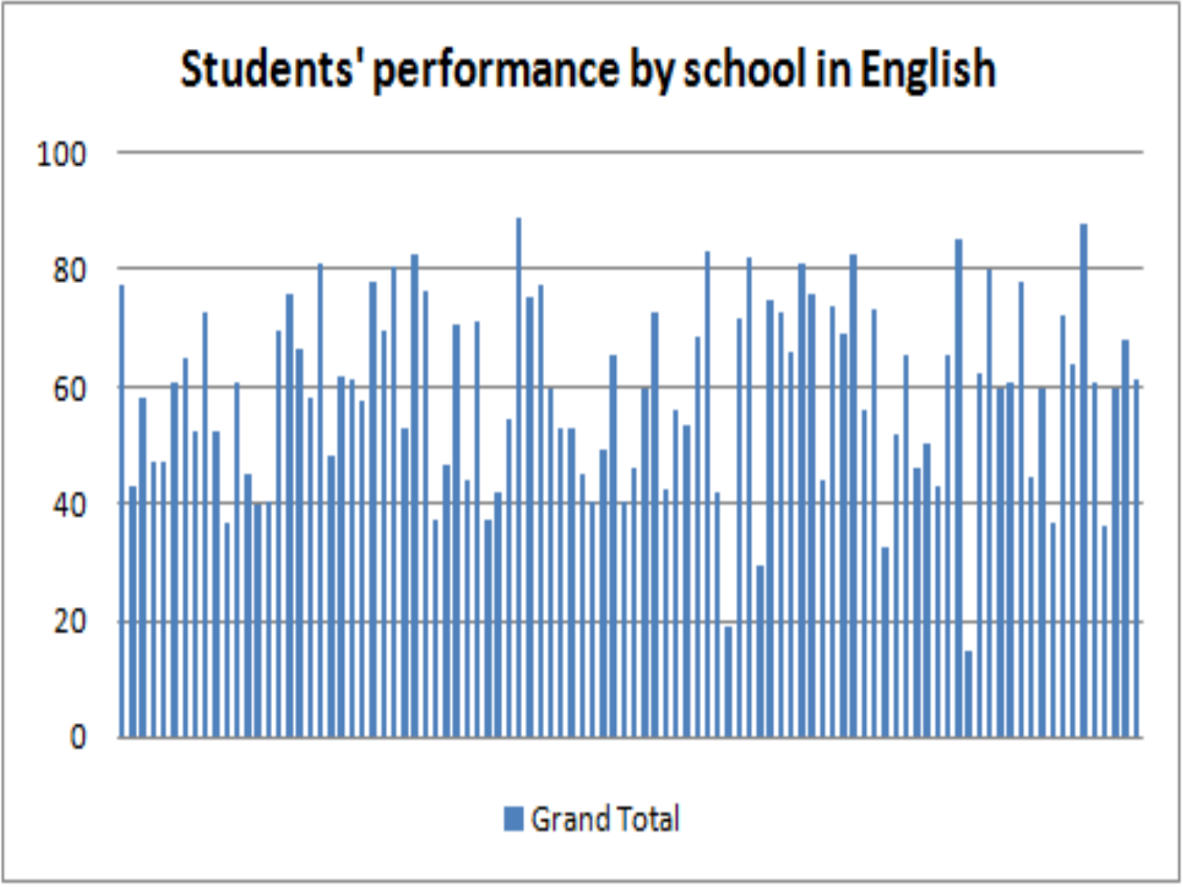Students' performance by school in English

100

80

60

40

20

0

Grand Total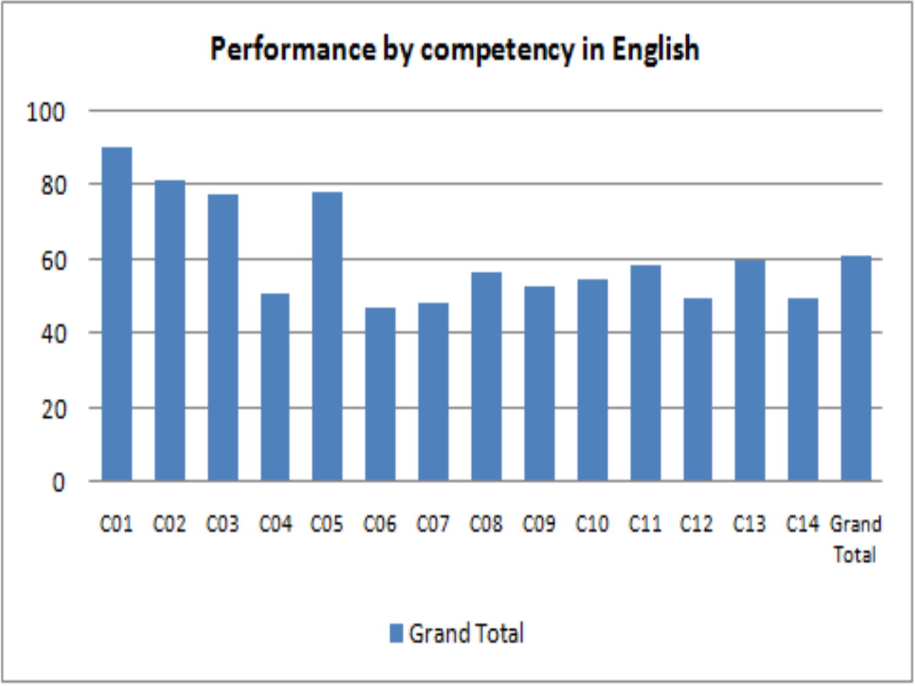Performance by competency in English

100
80
60
40
20
0

C01 C02 C03 C04 C05 C06 C07 C08 C09 C10 C11 C12 C13 C14 Grand Total

Grand Total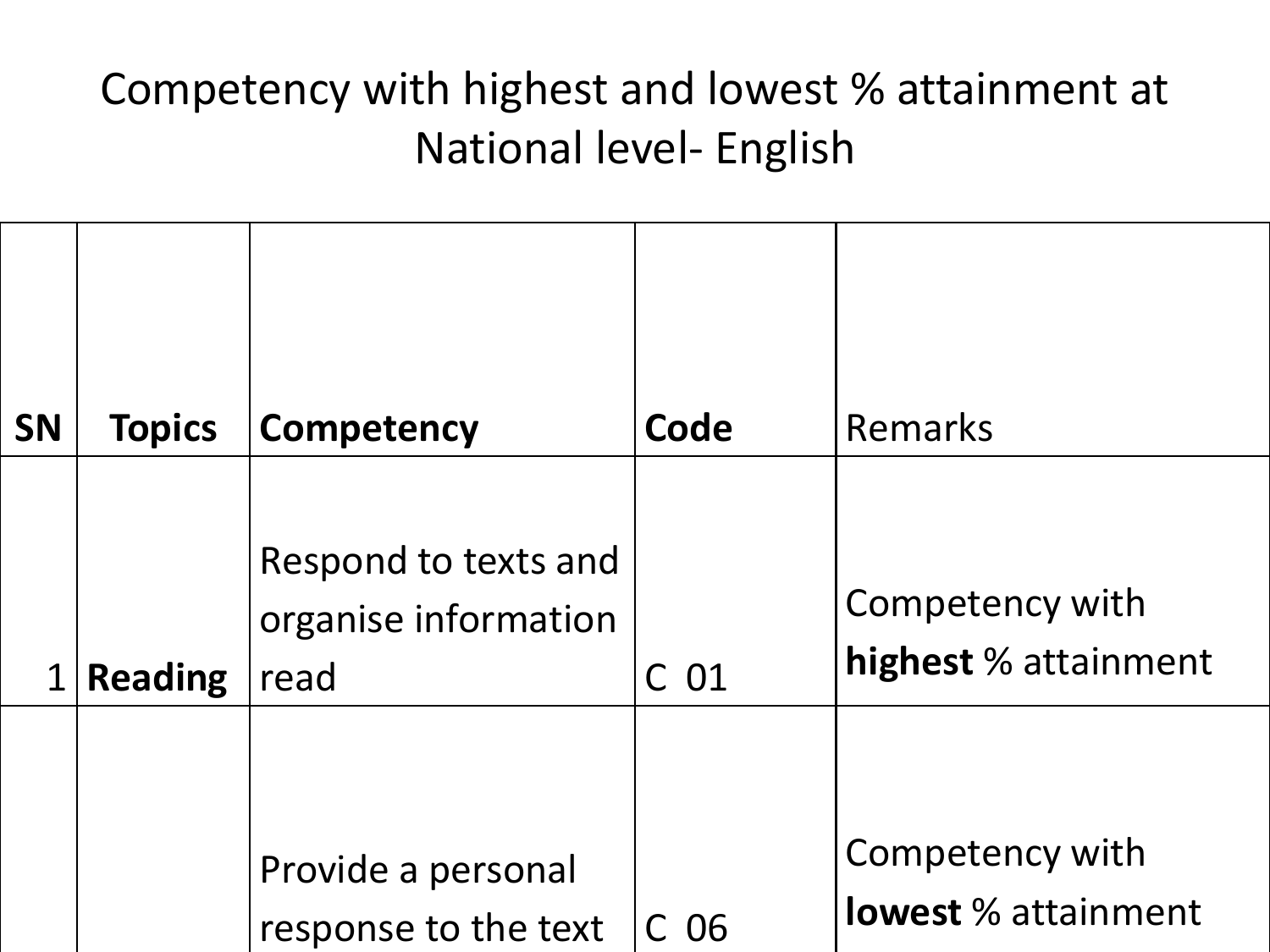# Competency with highest and lowest % attainment at National level- English

| SN | Topics | Competency | Code | Remarks |
|---|---|---|---|---|
| 1 | **Reading** | Respond to texts and organise information read | C 01 | Competency with **highest** % attainment |
| | | Provide a personal response to the text | C 06 | Competency with **lowest** % attainment |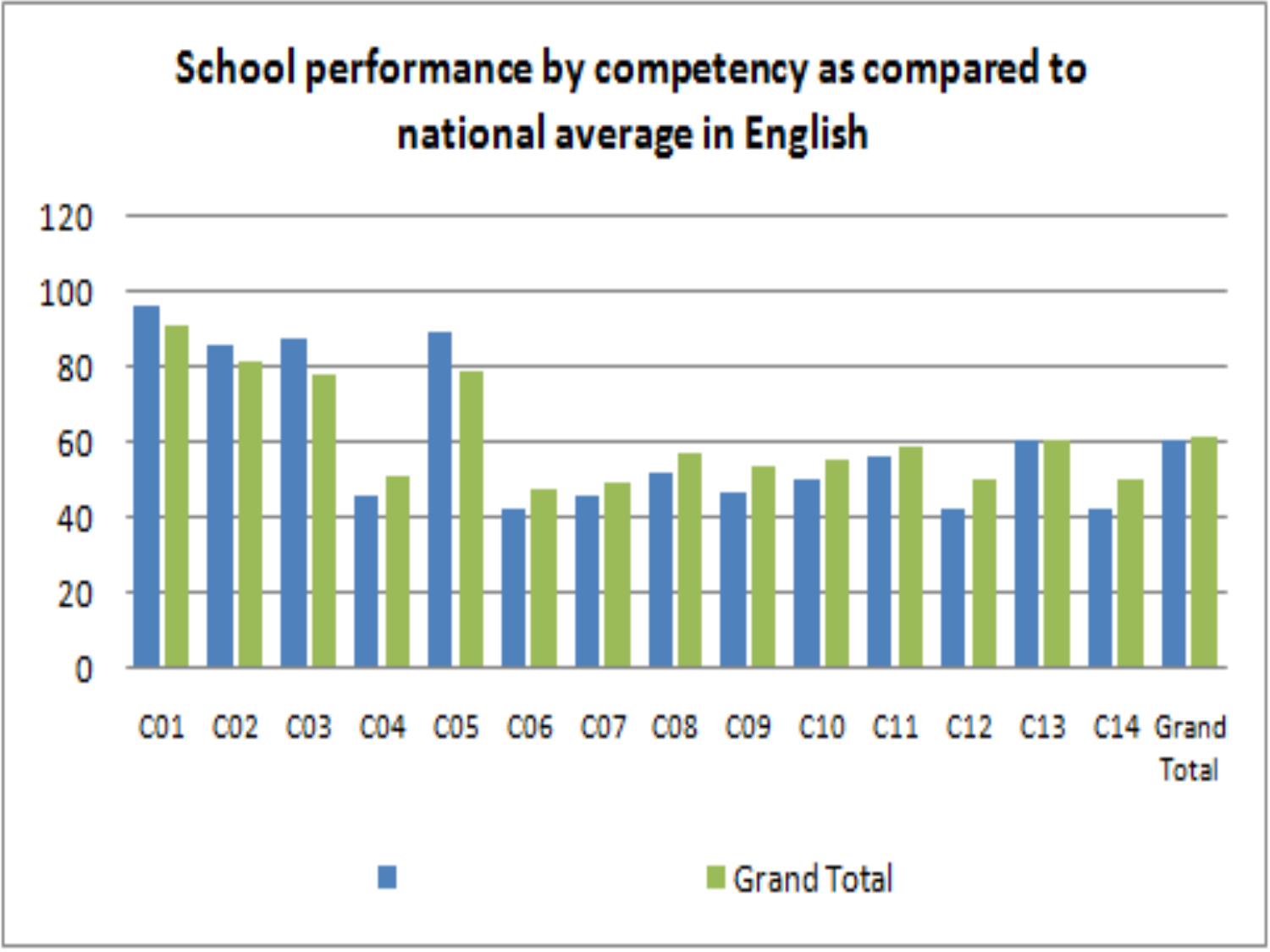School performance by competency as compared to national average in English

120
100
80
60
40
20
0

C01 C02 C03 C04 C05 C06 C07 C08 C09 C10 C11 C12 C13 C14 Grand Total

Grand Total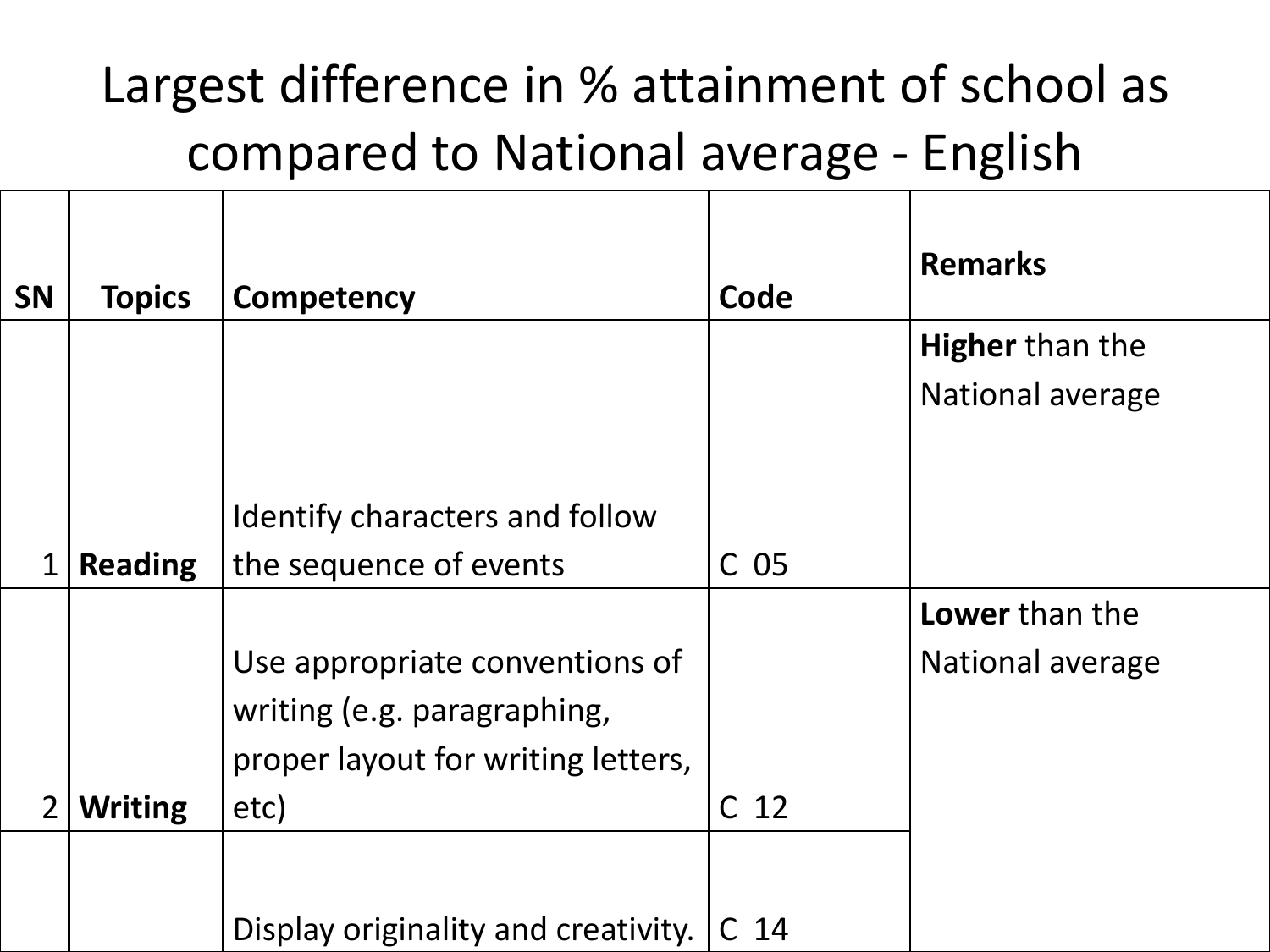# Largest difference in % attainment of school as compared to National average - English

| SN | Topics | Competency | Code | Remarks |
|---|---|---|---|---|
| 1 | **Reading** | Identify characters and follow the sequence of events | C 05 | **Higher** than the National average |
| 2 | **Writing** | Use appropriate conventions of writing (e.g. paragraphing, proper layout for writing letters, etc) | C 12 | **Lower** than the National average |
| | | Display originality and creativity. | C 14 | |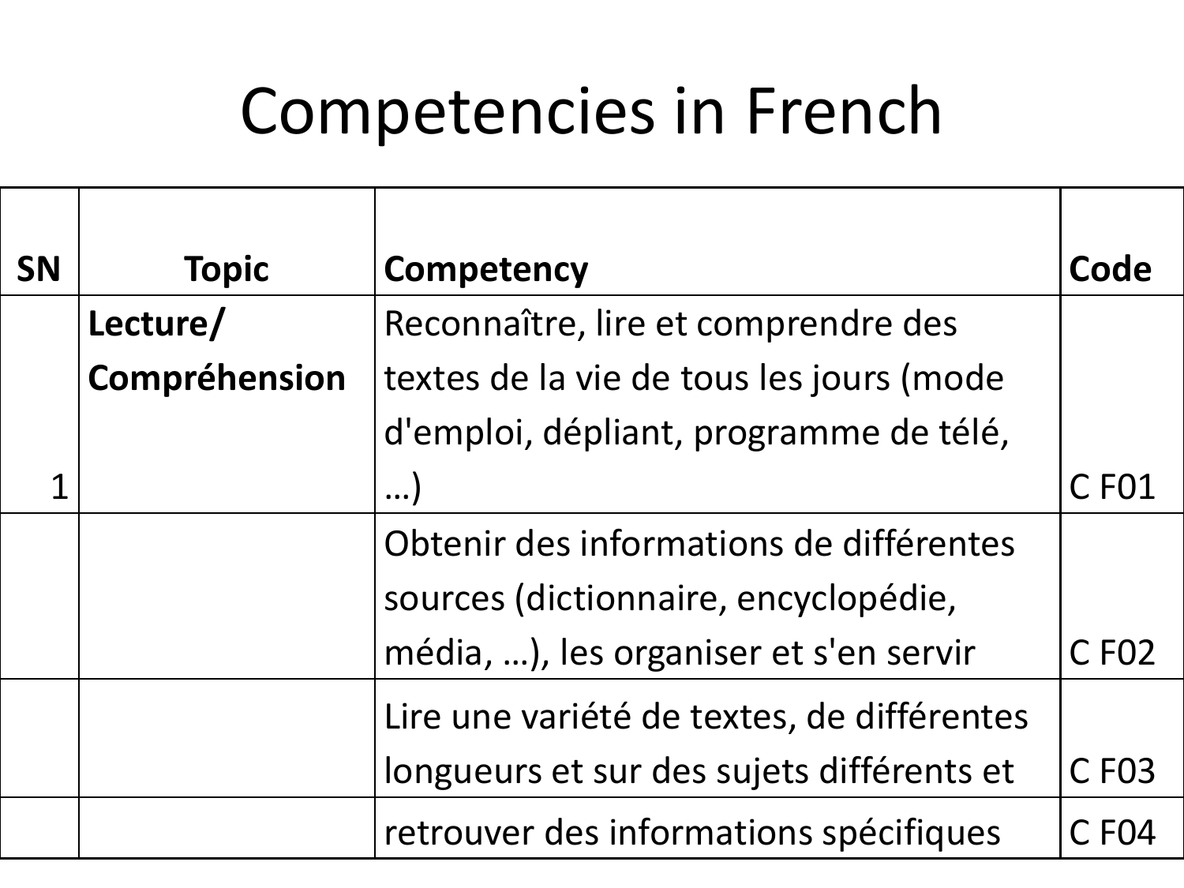# Competencies in French

| SN | Topic | Competency | Code |
|---|---|---|---|
| 1 | **Lecture/ Compréhension** | Reconnaître, lire et comprendre des textes de la vie de tous les jours (mode d'emploi, dépliant, programme de télé, …) | C F01 |
| | | Obtenir des informations de différentes sources (dictionnaire, encyclopédie, média, …), les organiser et s'en servir | C F02 |
| | | Lire une variété de textes, de différentes longueurs et sur des sujets différents et | C F03 |
| | | retrouver des informations spécifiques | C F04 |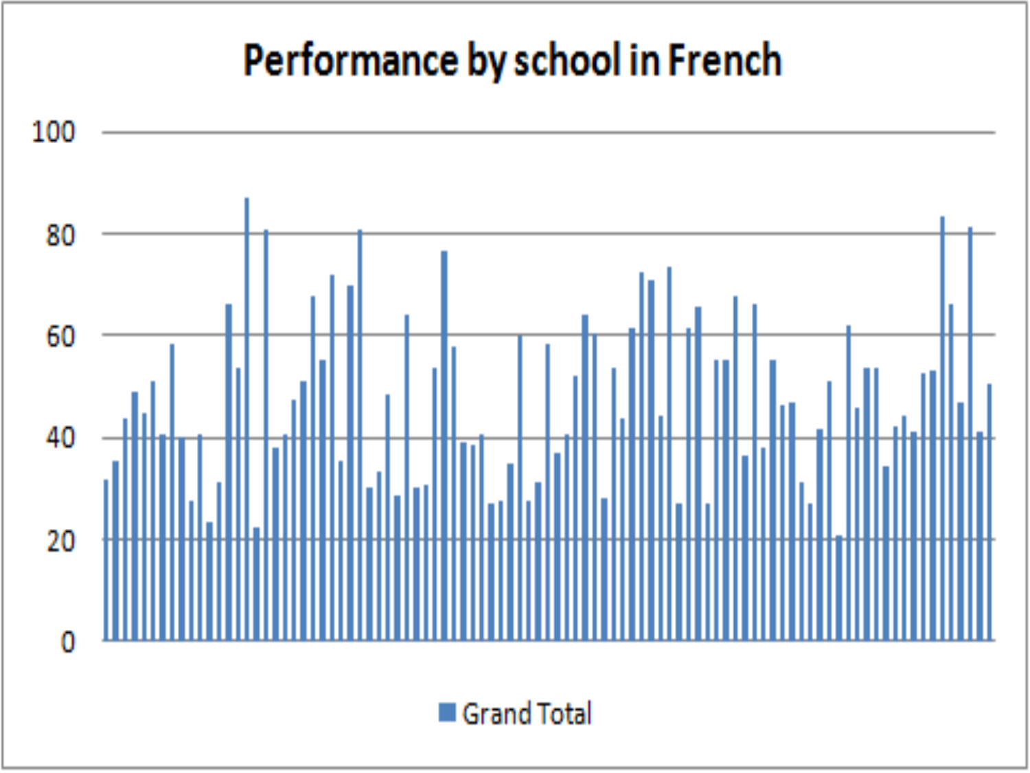Performance by school in French

100
80
60
40
20
0

Grand Total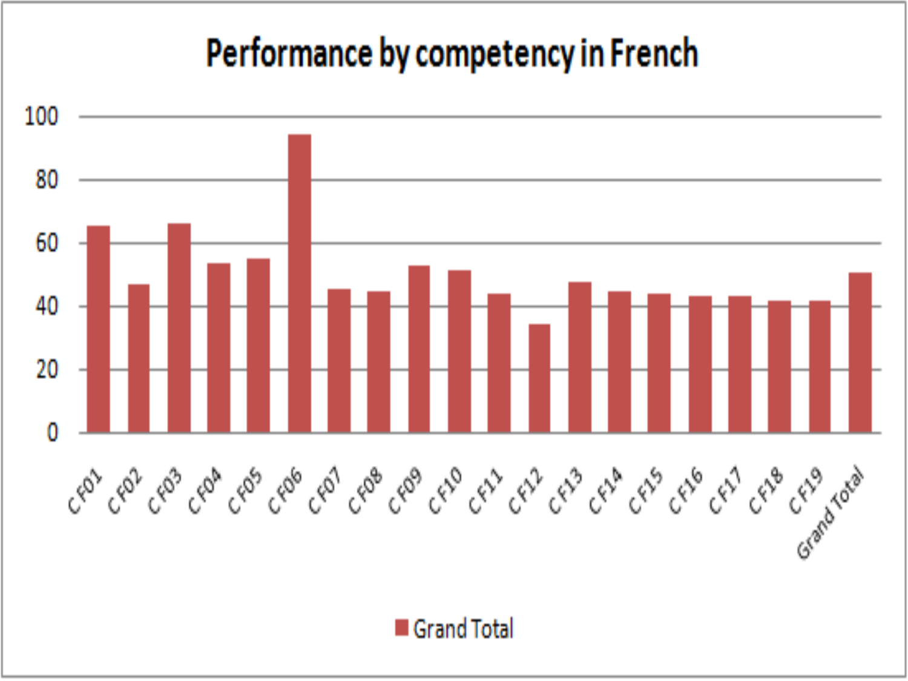# Performance by competency in French

100
80
60
40
20
0

CF01
CF02
CF03
CF04
CF05
CF06
CF07
CF08
CF09
CF10
CF11
CF12
CF13
CF14
CF15
CF16
CF17
CF18
CF19
Grand Total

Grand Total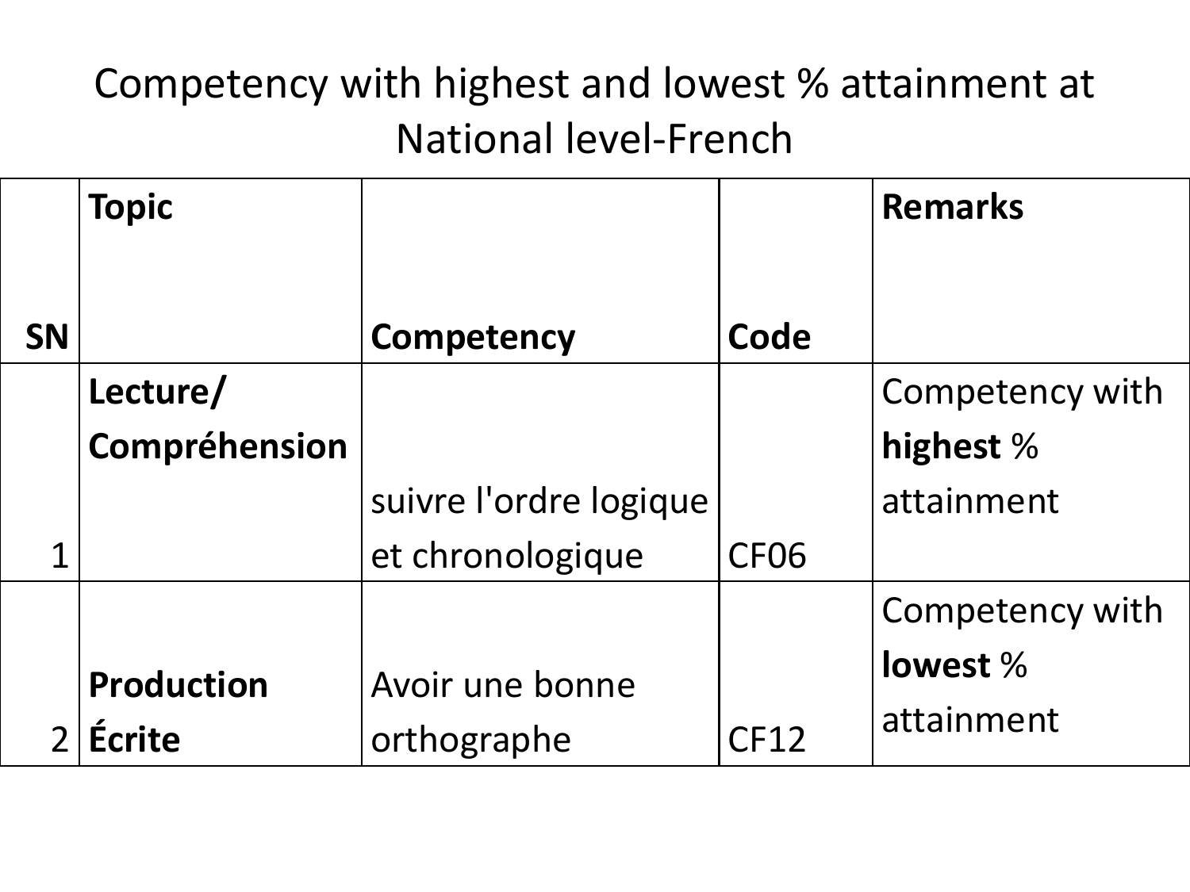# Competency with highest and lowest % attainment at National level-French

| SN | Topic | Competency | Code | Remarks |
| --- | --- | --- | --- | --- |
| 1 | **Lecture/ Compréhension** | suivre l'ordre logique et chronologique | CF06 | Competency with **highest** % attainment |
| 2 | **Production Écrite** | Avoir une bonne orthographe | CF12 | Competency with **lowest** % attainment |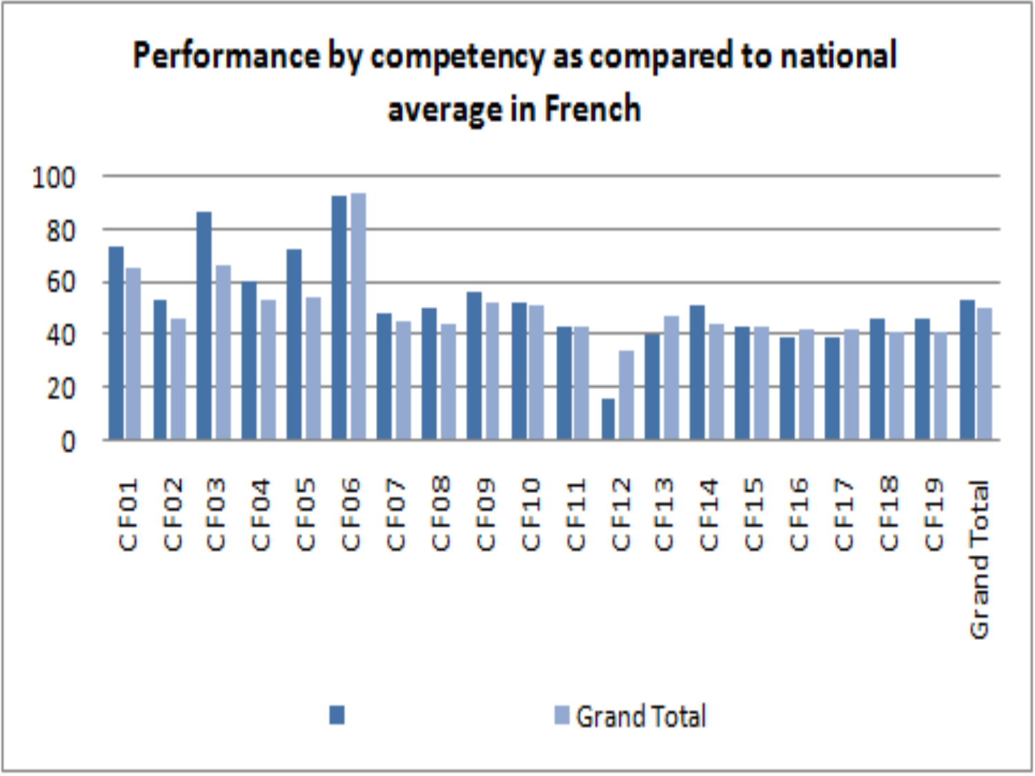Performance by competency as compared to national average in French

100
80
60
40
20
0

CF01
CF02
CF03
CF04
CF05
CF06
CF07
CF08
CF09
CF10
CF11
CF12
CF13
CF14
CF15
CF16
CF17
CF18
CF19
Grand Total

Grand Total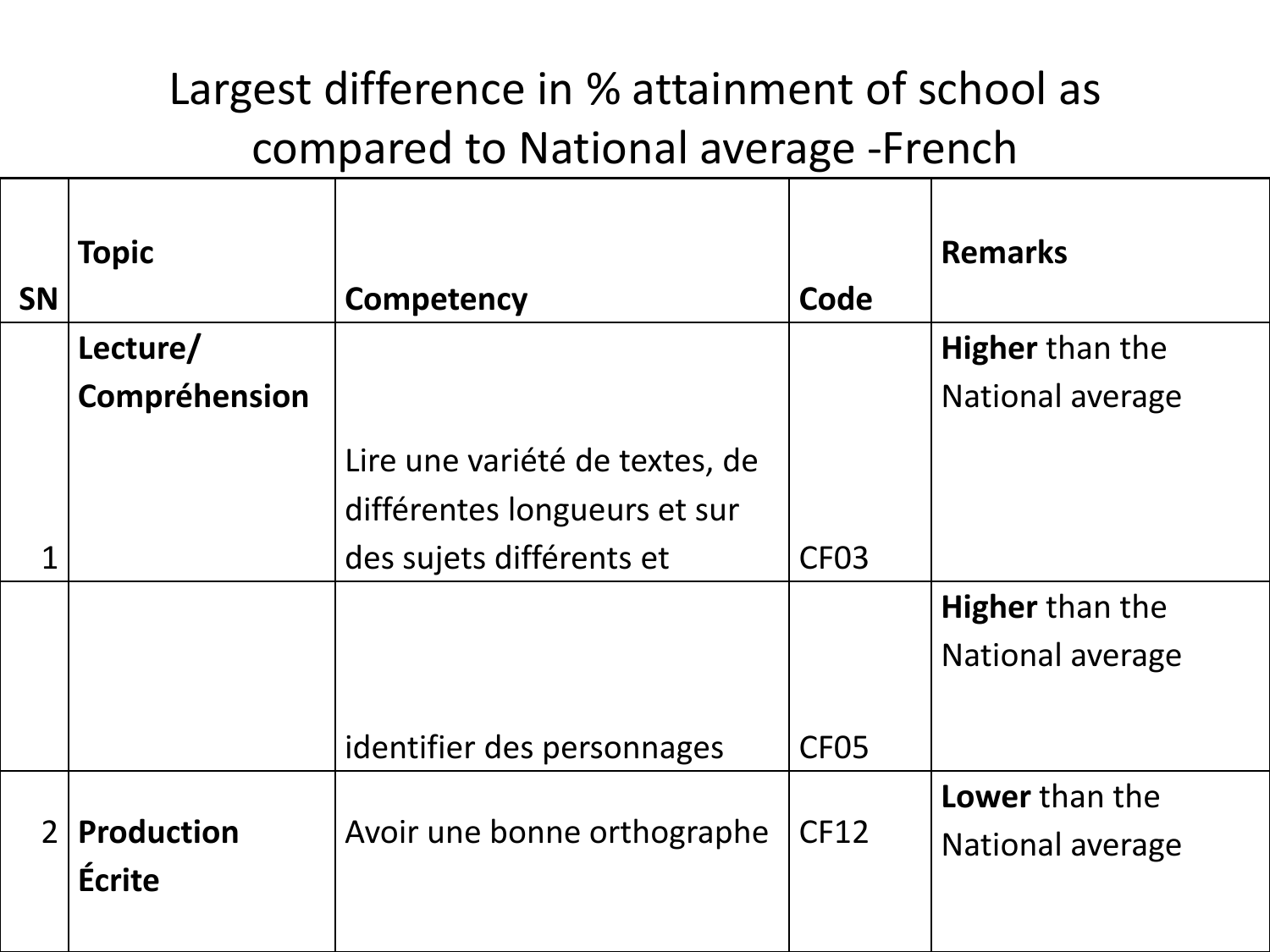# Largest difference in % attainment of school as compared to National average -French

| SN | Topic | Competency | Code | Remarks |
|---|---|---|---|---|
| 1 | **Lecture/ Compréhension** | Lire une variété de textes, de différentes longueurs et sur des sujets différents et | CF03 | **Higher** than the National average |
| | | identifier des personnages | CF05 | **Higher** than the National average |
| 2 | **Production Écrite** | Avoir une bonne orthographe | CF12 | **Lower** than the National average |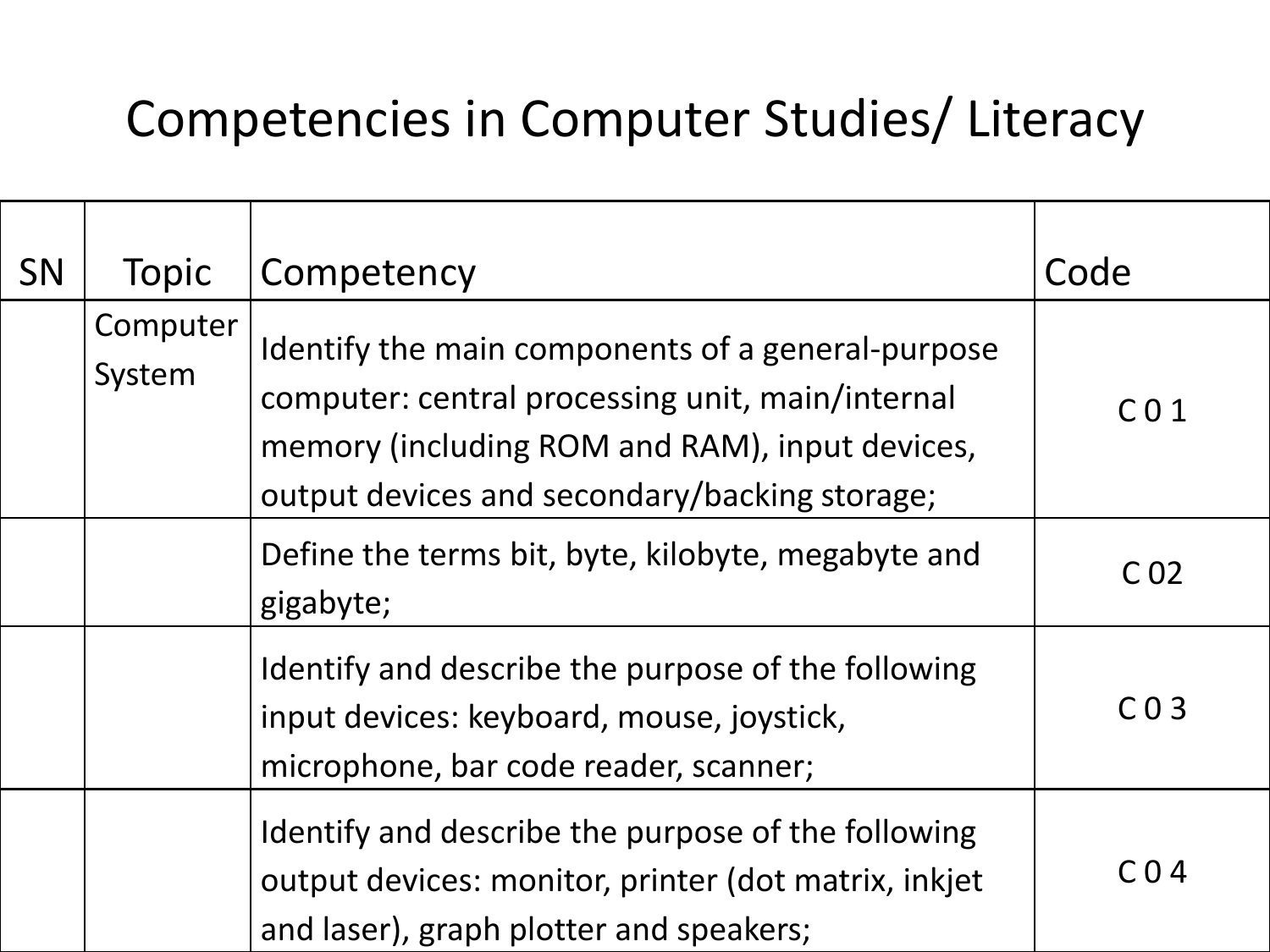# Competencies in Computer Studies/ Literacy

| SN | Topic | Competency | Code |
|---|---|---|---|
| | Computer System | Identify the main components of a general-purpose computer: central processing unit, main/internal memory (including ROM and RAM), input devices, output devices and secondary/backing storage; | C 0 1 |
| | | Define the terms bit, byte, kilobyte, megabyte and gigabyte; | C 02 |
| | | Identify and describe the purpose of the following input devices: keyboard, mouse, joystick, microphone, bar code reader, scanner; | C 0 3 |
| | | Identify and describe the purpose of the following output devices: monitor, printer (dot matrix, inkjet and laser), graph plotter and speakers; | C 0 4 |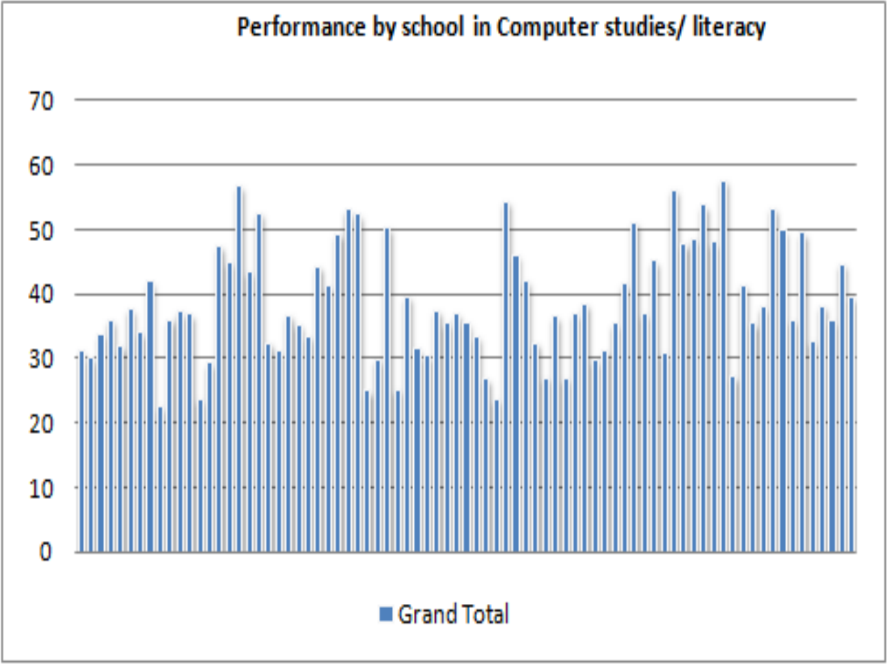Performance by school in Computer studies/ literacy

70

60

50

40

30

20

10

0

Grand Total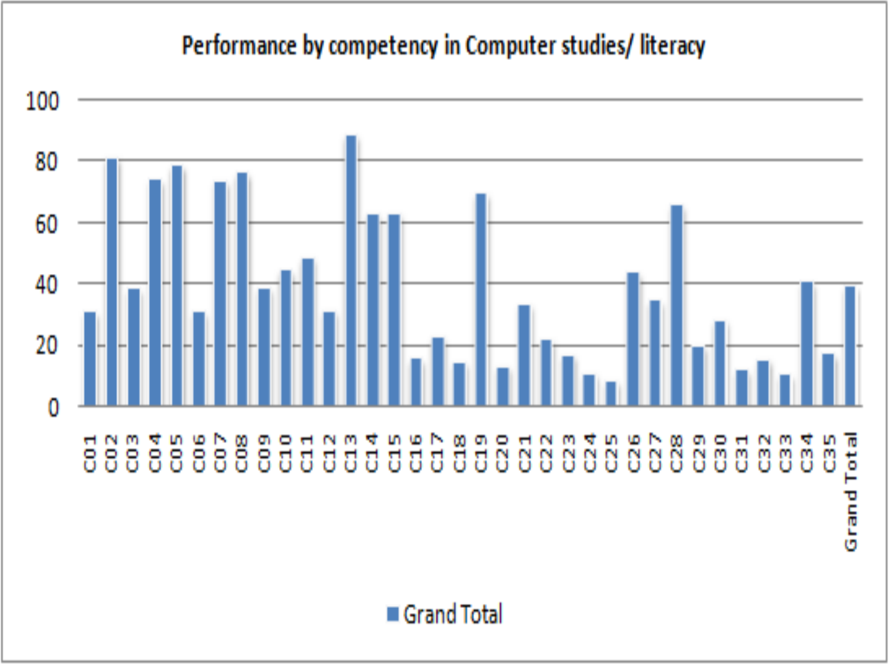Performance by competency in Computer studies/ literacy

100
80
60
40
20
0

C01 C02 C03 C04 C05 C06 C07 C08 C09 C10 C11 C12 C13 C14 C15 C16 C17 C18 C19 C20 C21 C22 C23 C24 C25 C26 C27 C28 C29 C30 C31 C32 C33 C34 C35 Grand Total

Grand Total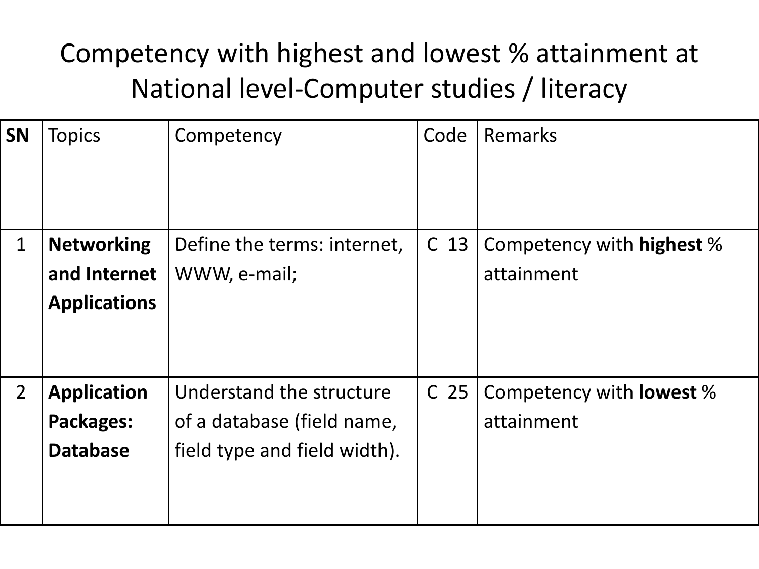# Competency with highest and lowest % attainment at National level-Computer studies / literacy

| **SN** | Topics | Competency | Code | Remarks |
|---|---|---|---|---|
| 1 | **Networking and Internet Applications** | Define the terms: internet, WWW, e-mail; | C 13 | Competency with **highest** % attainment |
| 2 | **Application Packages: Database** | Understand the structure of a database (field name, field type and field width). | C 25 | Competency with **lowest** % attainment |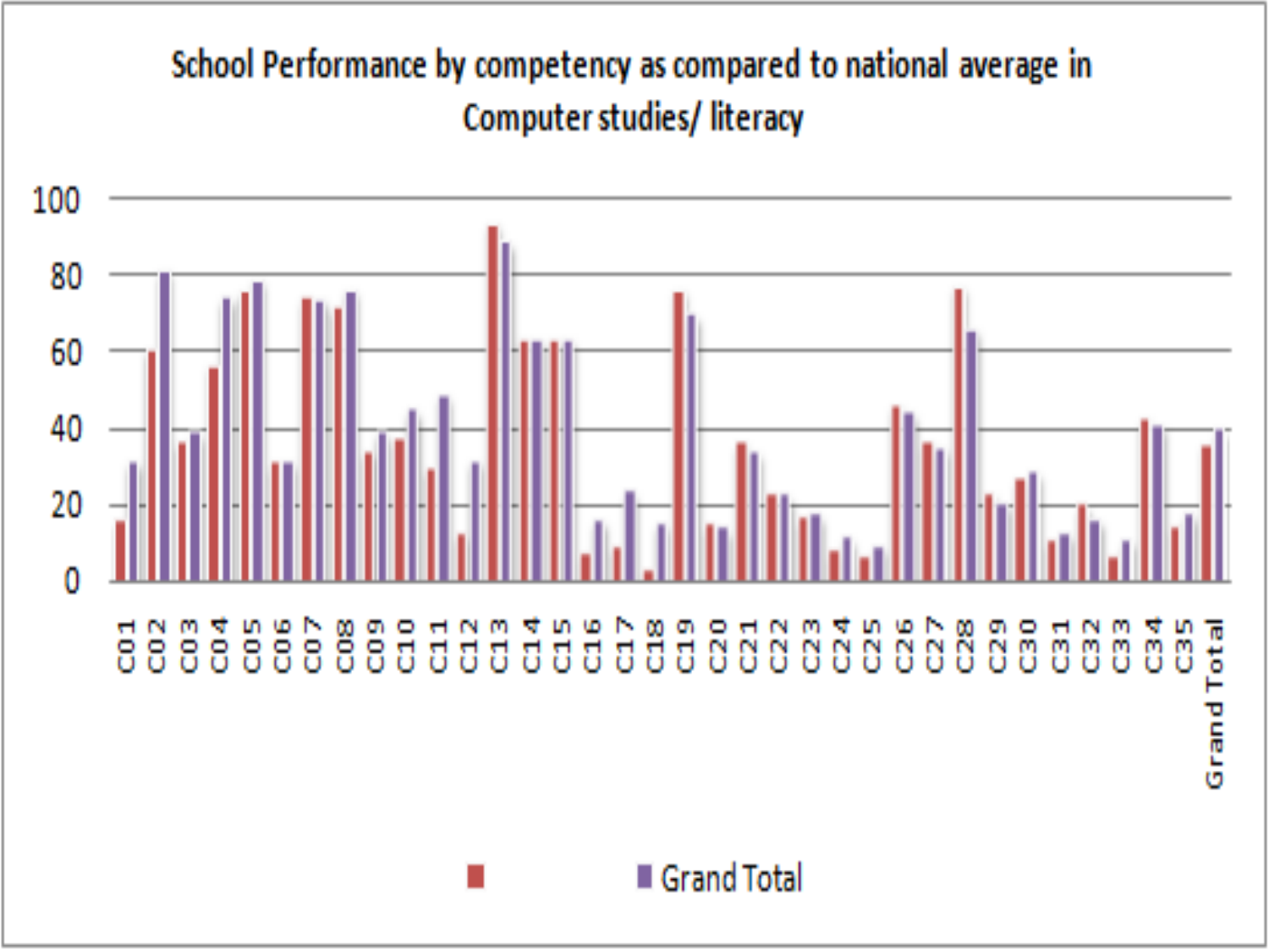School Performance by competency as compared to national average in Computer studies/ literacy

100
80
60
40
20
0

C01 C02 C03 C04 C05 C06 C07 C08 C09 C10 C11 C12 C13 C14 C15 C16 C17 C18 C19 C20 C21 C22 C23 C24 C25 C26 C27 C28 C29 C30 C31 C32 C33 C34 C35 Grand Total

Grand Total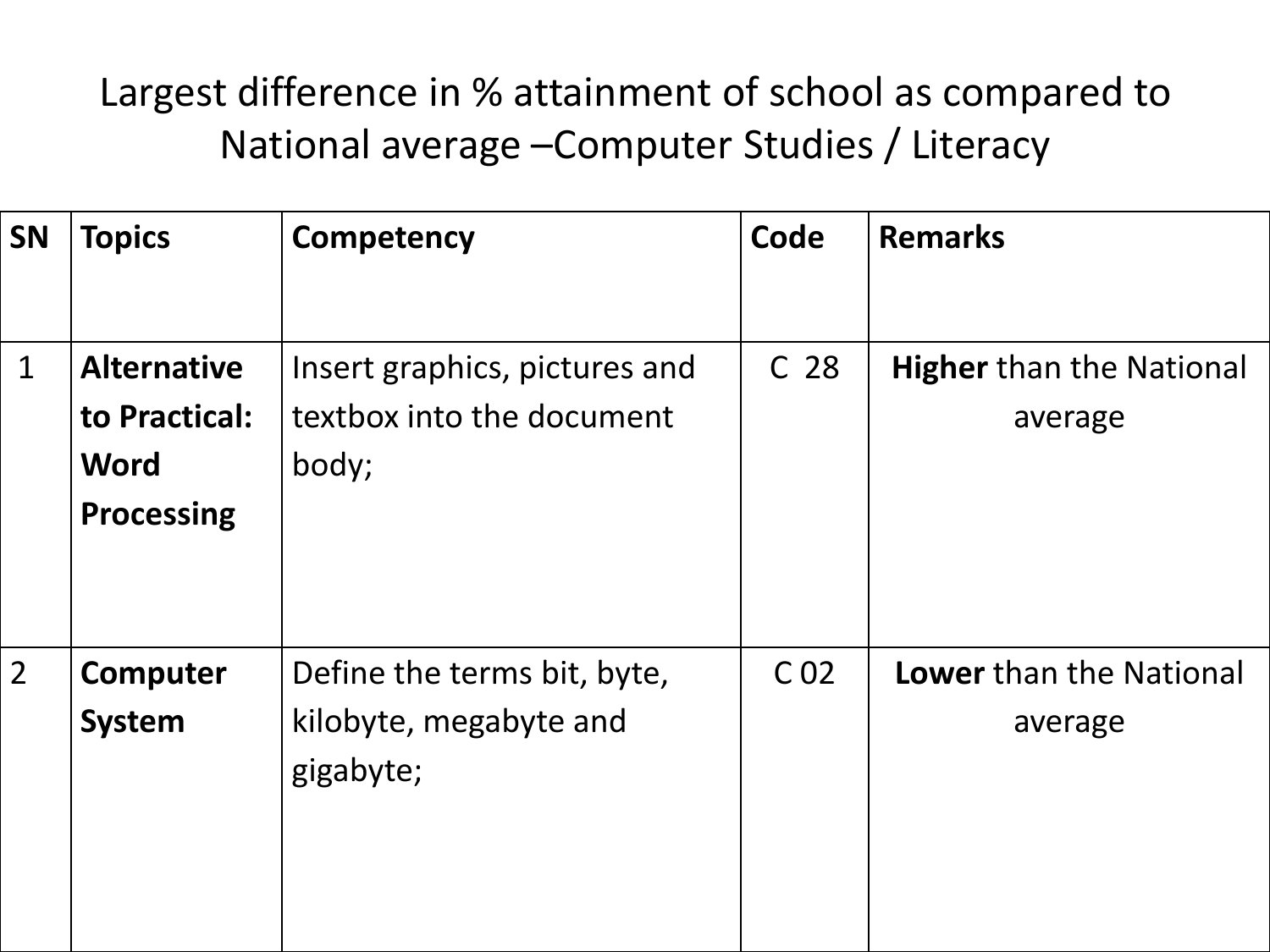# Largest difference in % attainment of school as compared to National average –Computer Studies / Literacy

| SN | Topics | Competency | Code | Remarks |
|---|---|---|---|---|
| 1 | **Alternative to Practical: Word Processing** | Insert graphics, pictures and textbox into the document body; | C 28 | **Higher** than the National average |
| 2 | **Computer System** | Define the terms bit, byte, kilobyte, megabyte and gigabyte; | C 02 | **Lower** than the National average |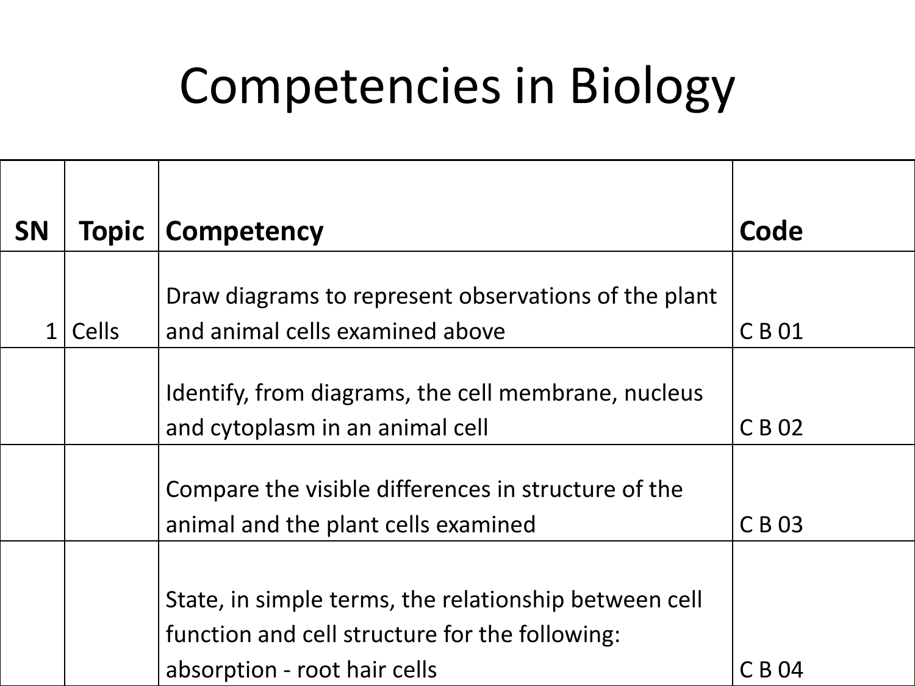# Competencies in Biology

| SN | Topic | Competency | Code |
|---|---|---|---|
| 1 | Cells | Draw diagrams to represent observations of the plant and animal cells examined above | C B 01 |
| | | Identify, from diagrams, the cell membrane, nucleus and cytoplasm in an animal cell | C B 02 |
| | | Compare the visible differences in structure of the animal and the plant cells examined | C B 03 |
| | | State, in simple terms, the relationship between cell function and cell structure for the following: absorption - root hair cells | C B 04 |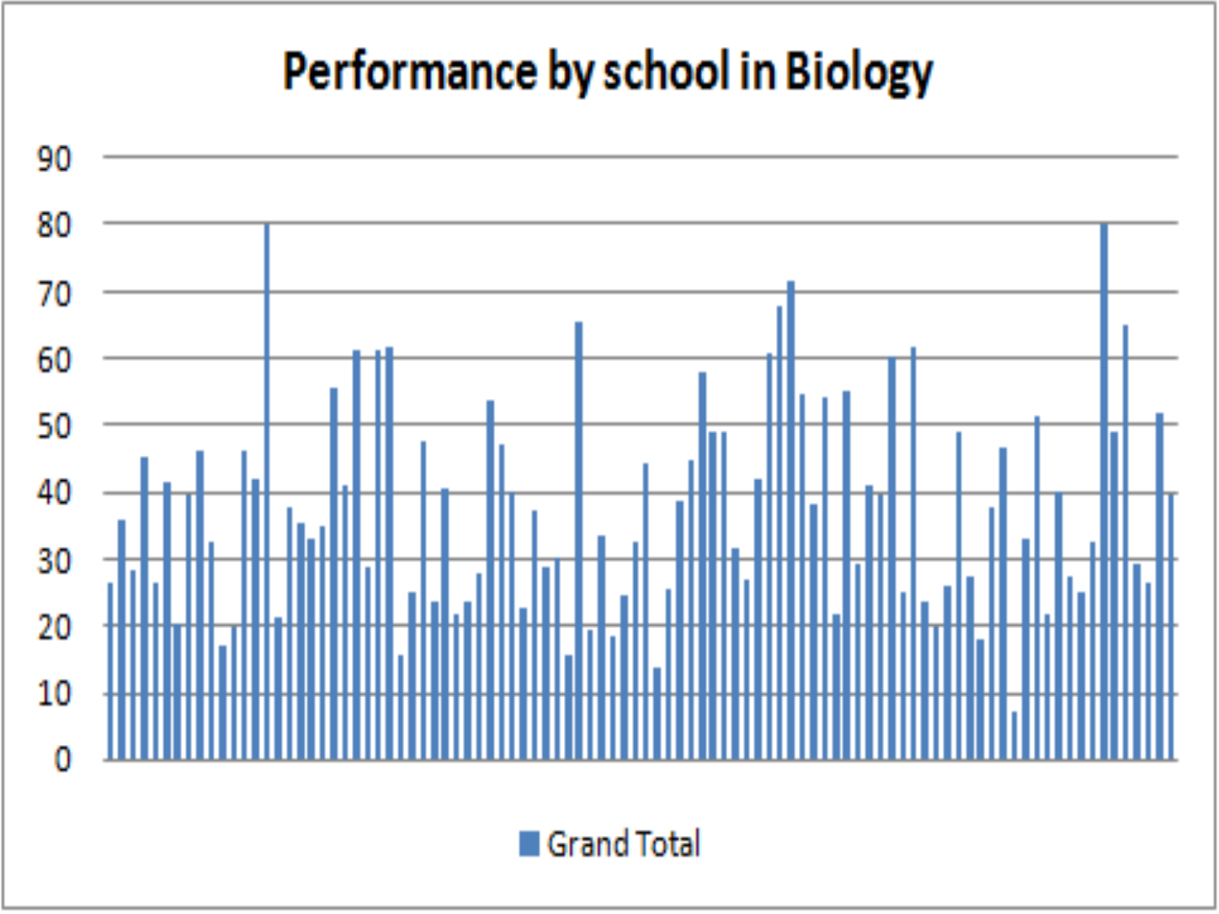Performance by school in Biology

90
80
70
60
50
40
30
20
10
0

Grand Total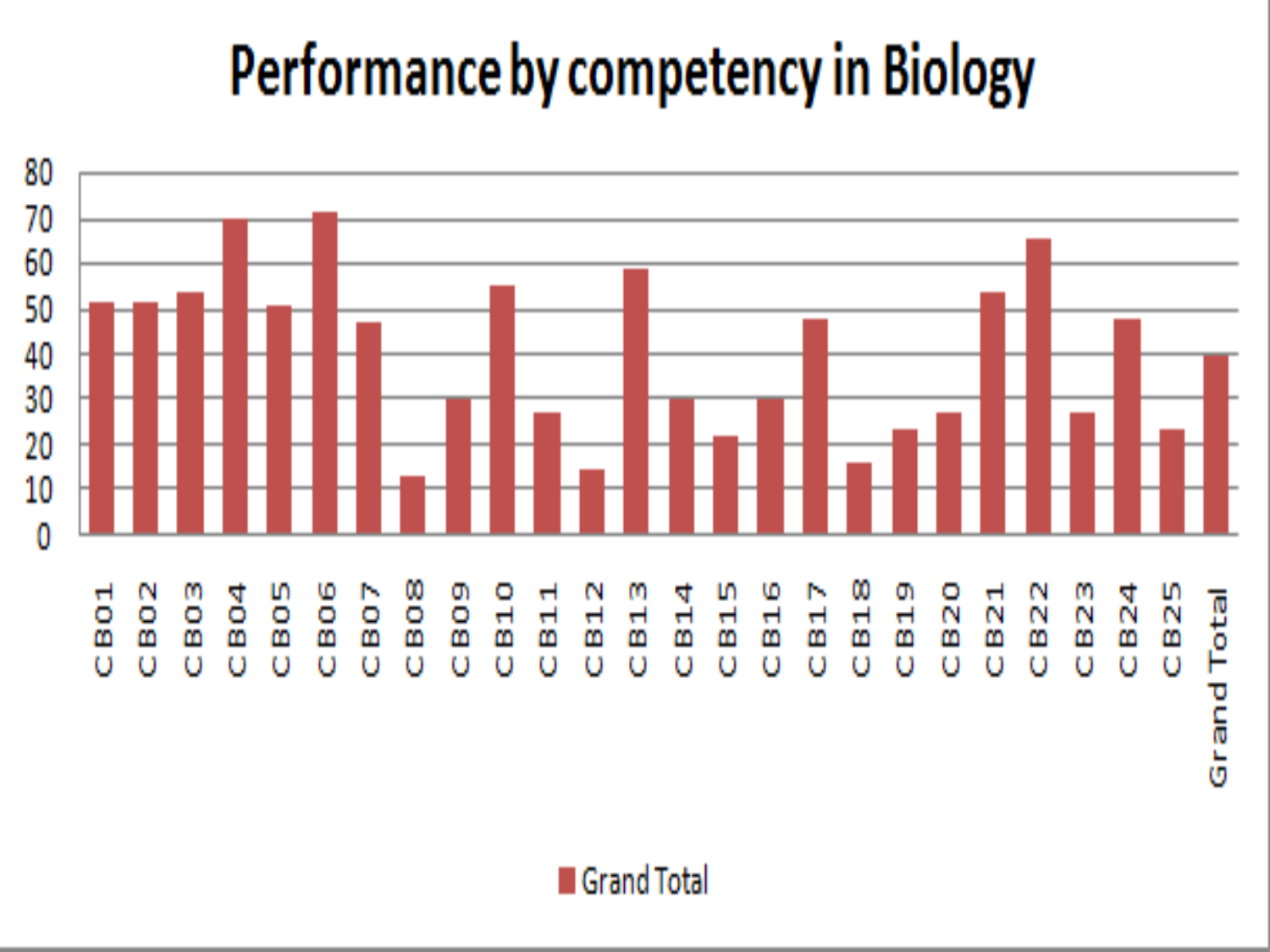# Performance by competency in Biology

80
70
60
50
40
30
20
10
0

CB01 CB02 CB03 CB04 CB05 CB06 CB07 CB08 CB09 CB10 CB11 CB12 CB13 CB14 CB15 CB16 CB17 CB18 CB19 CB20 CB21 CB22 CB23 CB24 CB25 Grand Total

Grand Total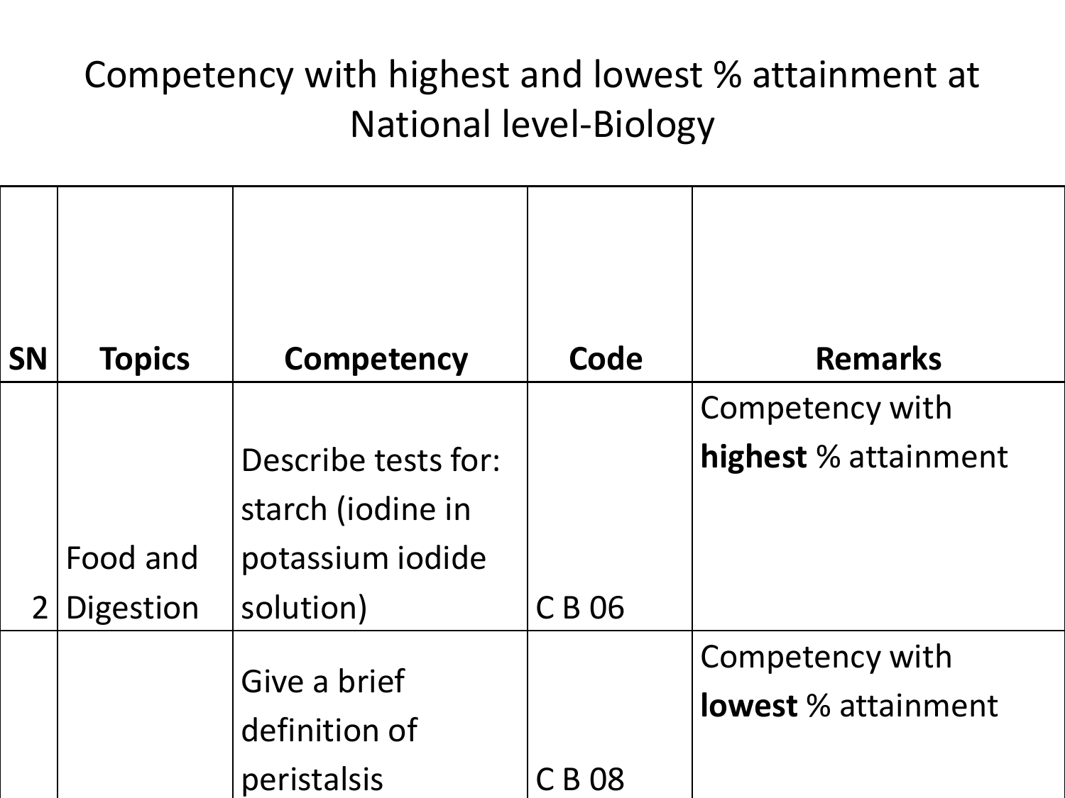# Competency with highest and lowest % attainment at National level-Biology

| SN | Topics | Competency | Code | Remarks |
|---|---|---|---|---|
| 2 | Food and Digestion | Describe tests for: starch (iodine in potassium iodide solution) | C B 06 | Competency with **highest** % attainment |
| | | Give a brief definition of peristalsis | C B 08 | Competency with **lowest** % attainment |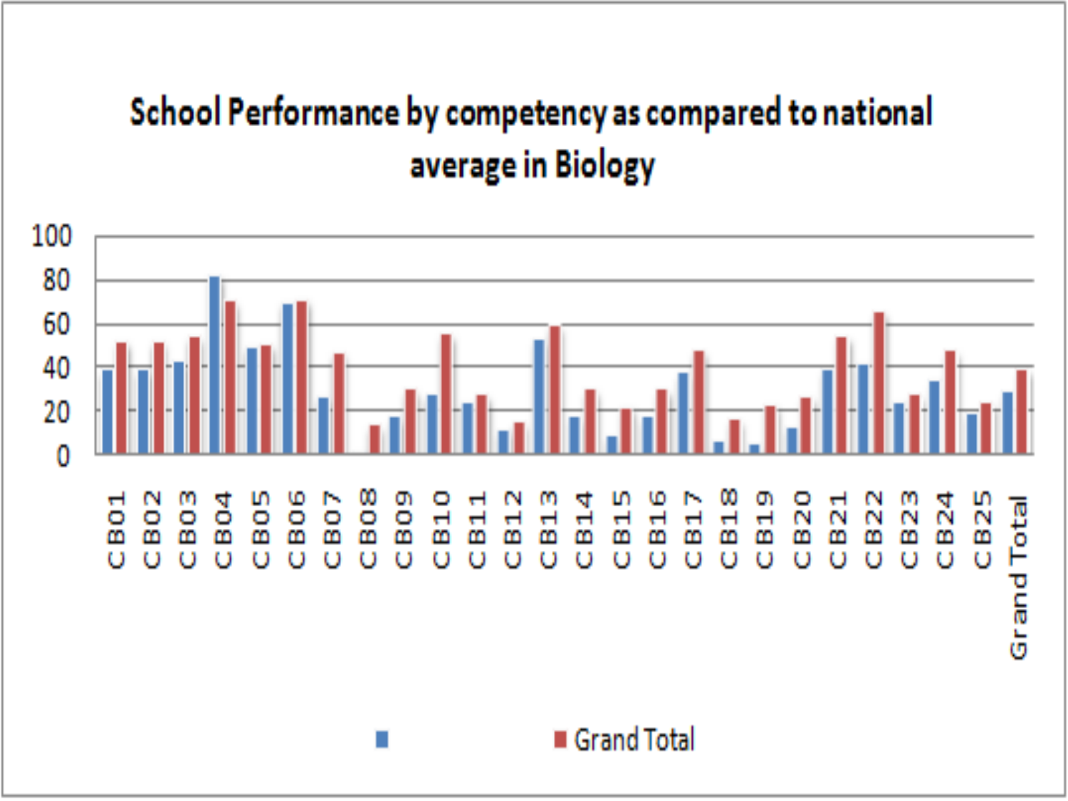School Performance by competency as compared to national average in Biology

100
80
60
40
20
0

CB01
CB02
CB03
CB04
CB05
CB06
CB07
CB08
CB09
CB10
CB11
CB12
CB13
CB14
CB15
CB16
CB17
CB18
CB19
CB20
CB21
CB22
CB23
CB24
CB25
Grand Total

Grand Total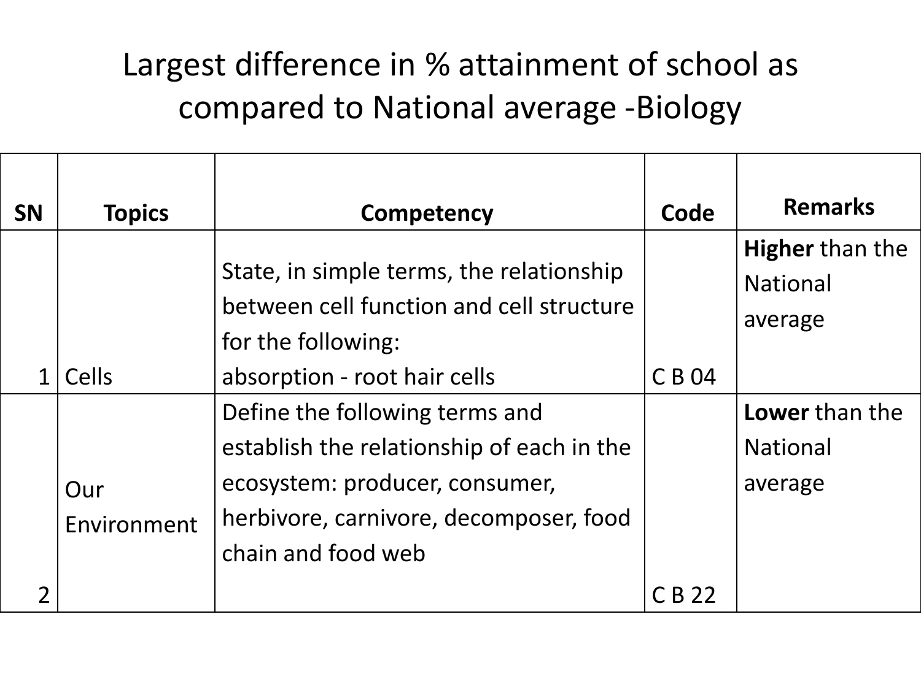# Largest difference in % attainment of school as compared to National average -Biology

| SN | Topics | Competency | Code | Remarks |
| --- | --- | --- | --- | --- |
| 1 | Cells | State, in simple terms, the relationship between cell function and cell structure for the following: absorption - root hair cells | C B 04 | **Higher** than the National average |
| 2 | Our Environment | Define the following terms and establish the relationship of each in the ecosystem: producer, consumer, herbivore, carnivore, decomposer, food chain and food web | C B 22 | **Lower** than the National average |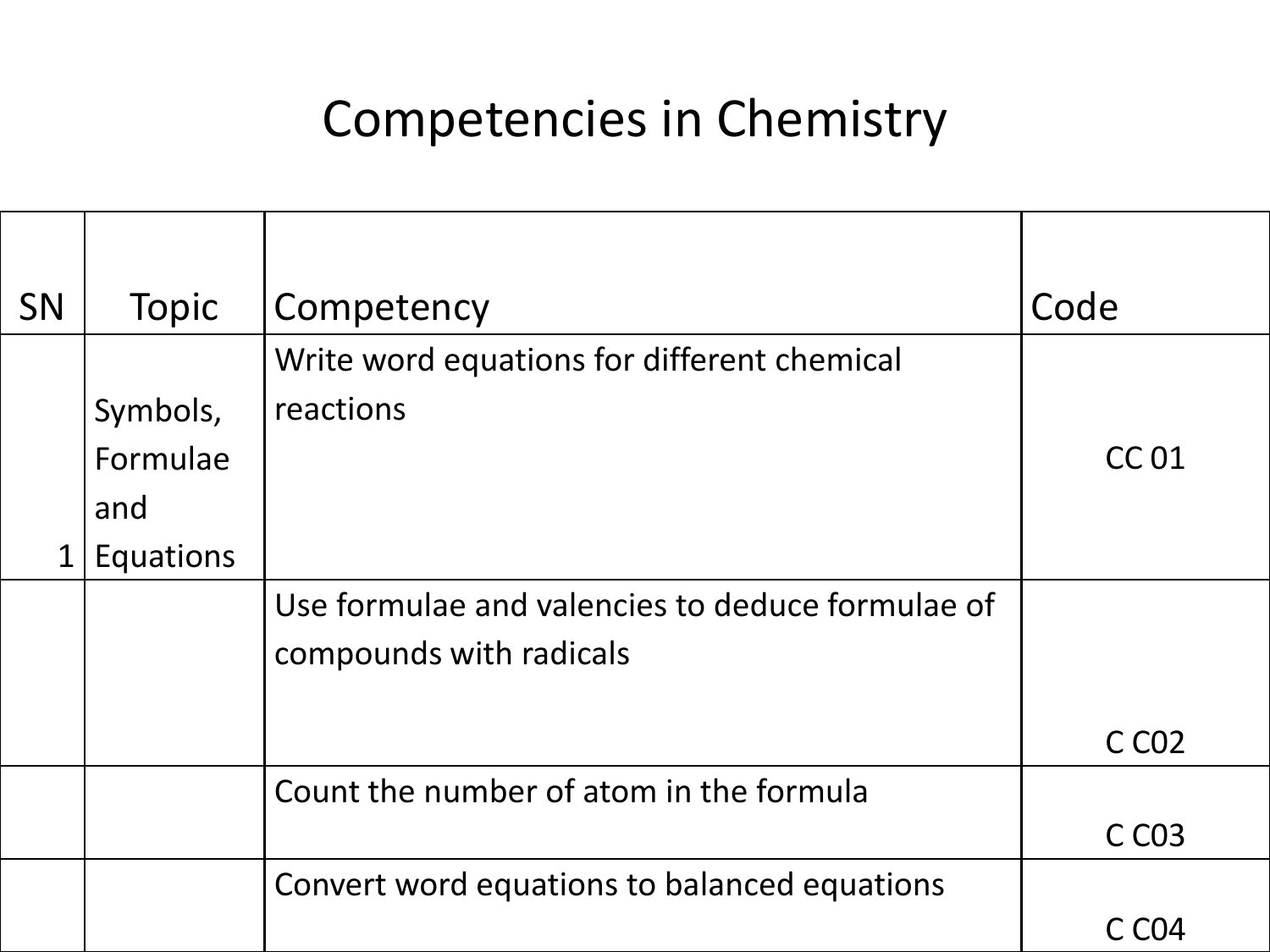# Competencies in Chemistry

| SN | Topic | Competency | Code |
|---|---|---|---|
| 1 | Symbols, Formulae and Equations | Write word equations for different chemical reactions | CC 01 |
| | | Use formulae and valencies to deduce formulae of compounds with radicals | C C02 |
| | | Count the number of atom in the formula | C C03 |
| | | Convert word equations to balanced equations | C C04 |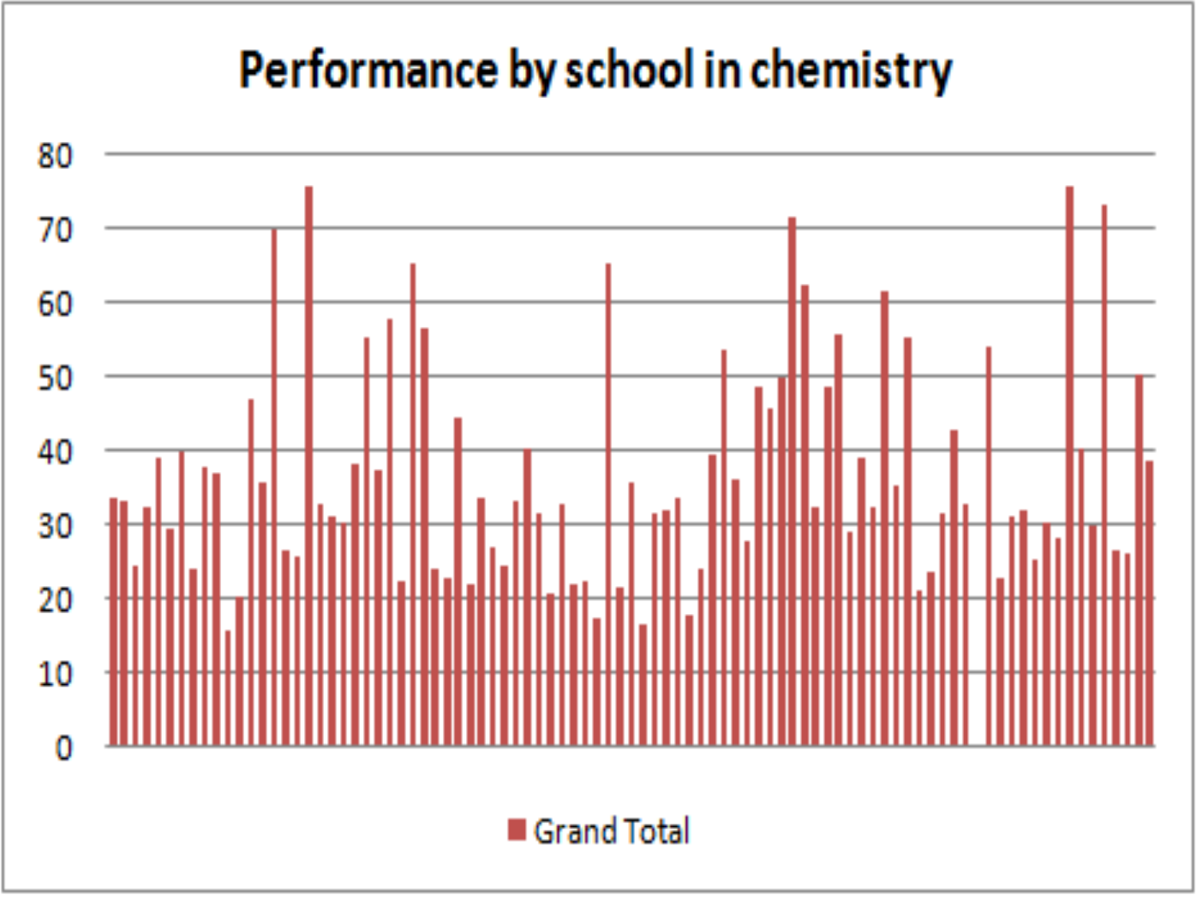Performance by school in chemistry

80
70
60
50
40
30
20
10
0

Grand Total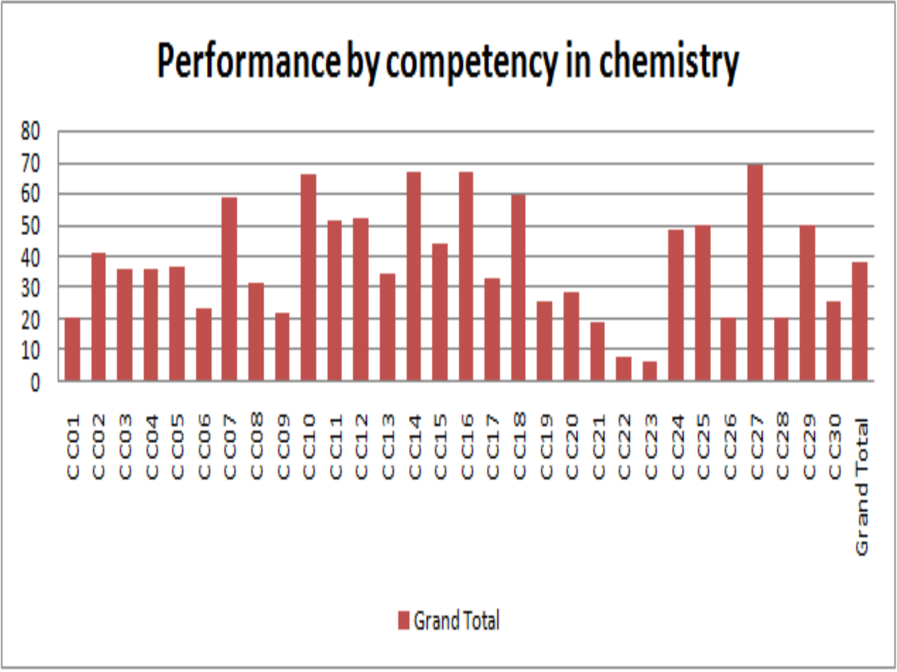# Performance by competency in chemistry

80
70
60
50
40
30
20
10
0

C C01
C C02
C C03
C C04
C C05
C C06
C C07
C C08
C C09
C C10
C C11
C C12
C C13
C C14
C C15
C C16
C C17
C C18
C C19
C C20
C C21
C C22
C C23
C C24
C C25
C C26
C C27
C C28
C C29
C C30
Grand Total

Grand Total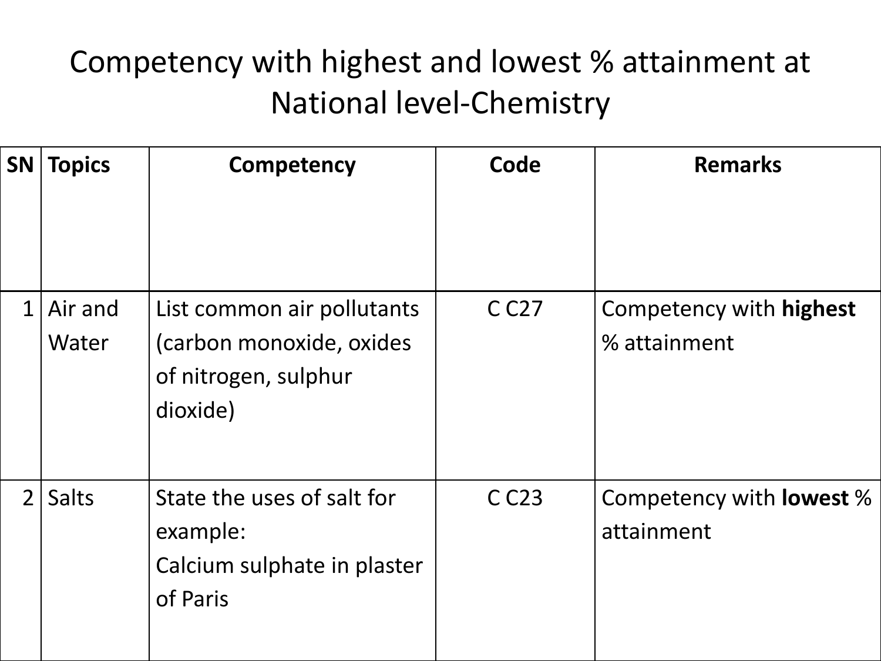# Competency with highest and lowest % attainment at National level-Chemistry

| SN | Topics | Competency | Code | Remarks |
|---|---|---|---|---|
| 1 | Air and Water | List common air pollutants (carbon monoxide, oxides of nitrogen, sulphur dioxide) | C C27 | Competency with **highest** % attainment |
| 2 | Salts | State the uses of salt for example: Calcium sulphate in plaster of Paris | C C23 | Competency with **lowest** % attainment |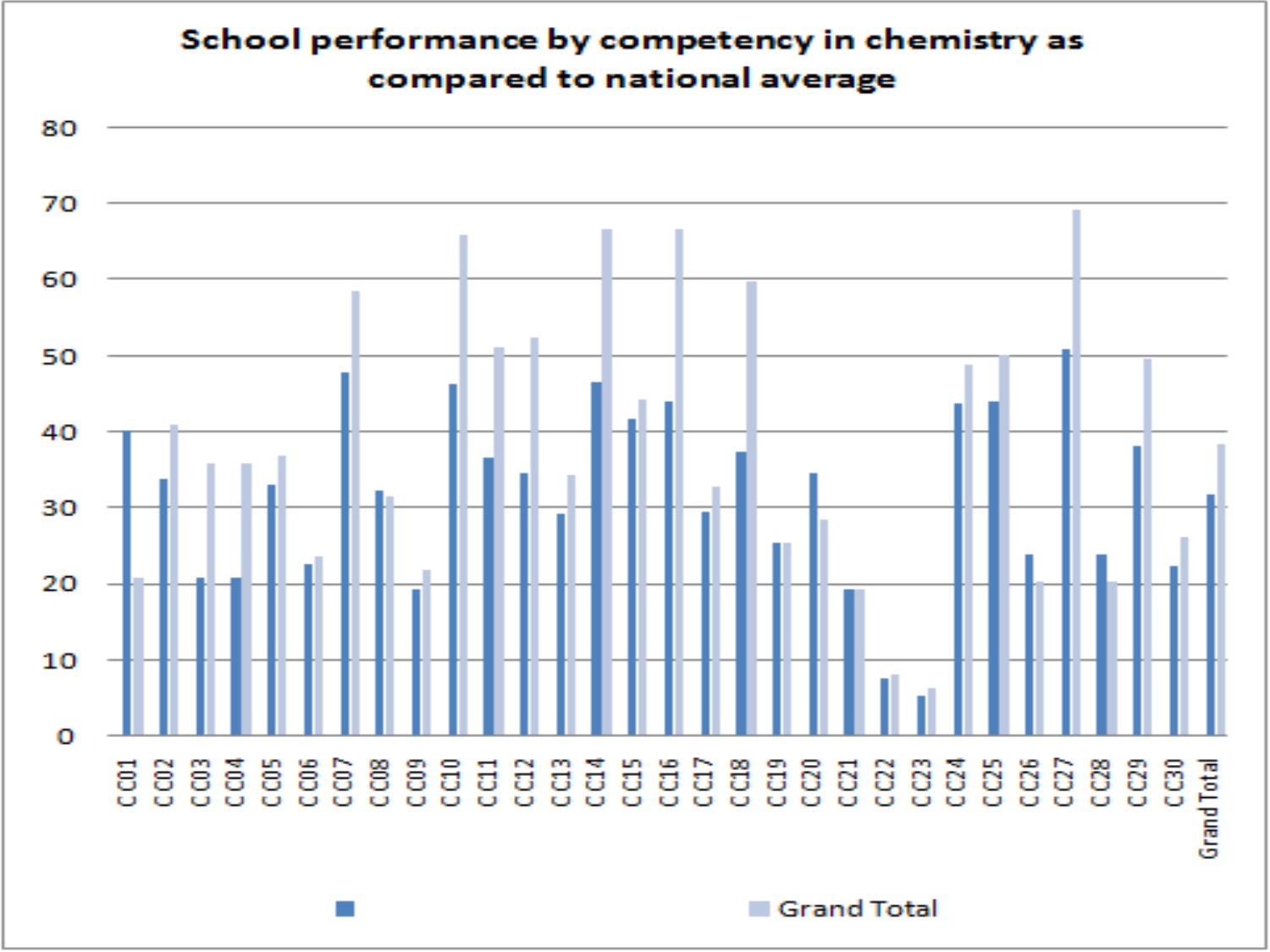School performance by competency in chemistry as compared to national average

80
70
60
50
40
30
20
10
0

CC01 CC02 CC03 CC04 CC05 CC06 CC07 CC08 CC09 CC10 CC11 CC12 CC13 CC14 CC15 CC16 CC17 CC18 CC19 CC20 CC21 CC22 CC23 CC24 CC25 CC26 CC27 CC28 CC29 CC30 Grand Total

Grand Total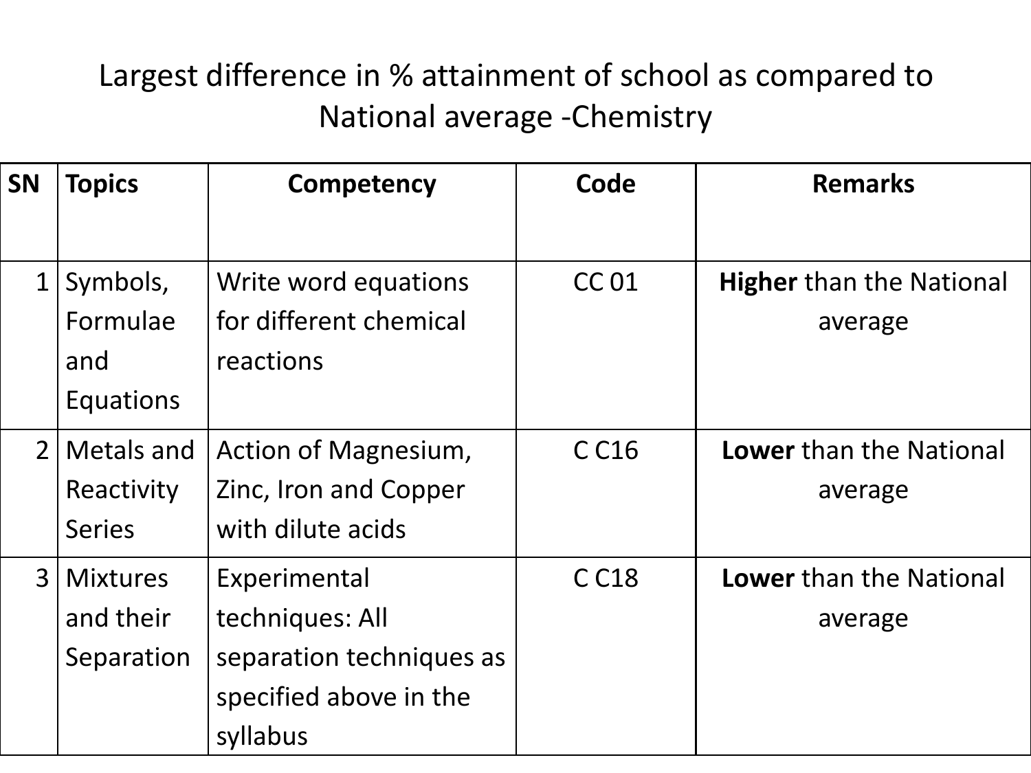# Largest difference in % attainment of school as compared to National average -Chemistry

| SN | Topics | Competency | Code | Remarks |
|---|---|---|---|---|
| 1 | Symbols, Formulae and Equations | Write word equations for different chemical reactions | CC 01 | **Higher** than the National average |
| 2 | Metals and Reactivity Series | Action of Magnesium, Zinc, Iron and Copper with dilute acids | C C16 | **Lower** than the National average |
| 3 | Mixtures and their Separation | Experimental techniques: All separation techniques as specified above in the syllabus | C C18 | **Lower** than the National average |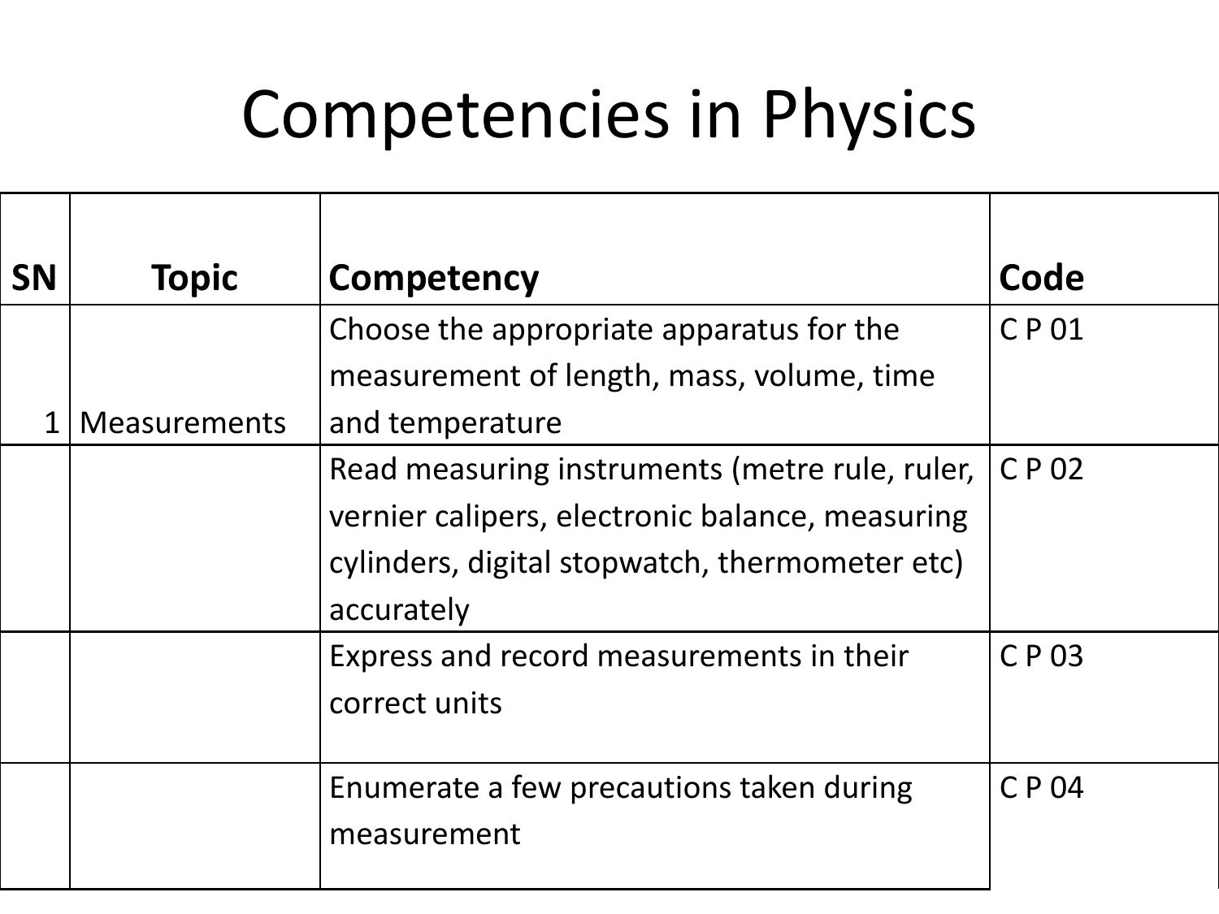# Competencies in Physics

| SN | Topic | Competency | Code |
|---|---|---|---|
| 1 | Measurements | Choose the appropriate apparatus for the measurement of length, mass, volume, time and temperature | C P 01 |
| | | Read measuring instruments (metre rule, ruler, vernier calipers, electronic balance, measuring cylinders, digital stopwatch, thermometer etc) accurately | C P 02 |
| | | Express and record measurements in their correct units | C P 03 |
| | | Enumerate a few precautions taken during measurement | C P 04 |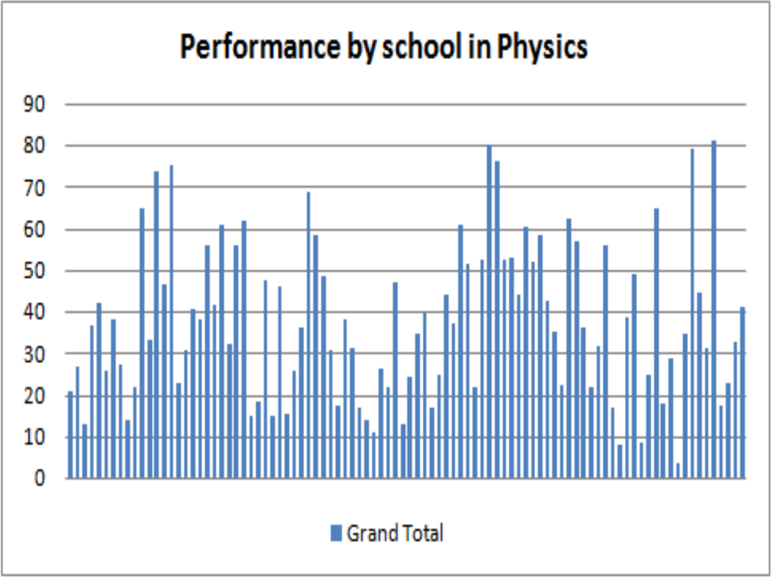Performance by school in Physics

90
80
70
60
50
40
30
20
10
0

Grand Total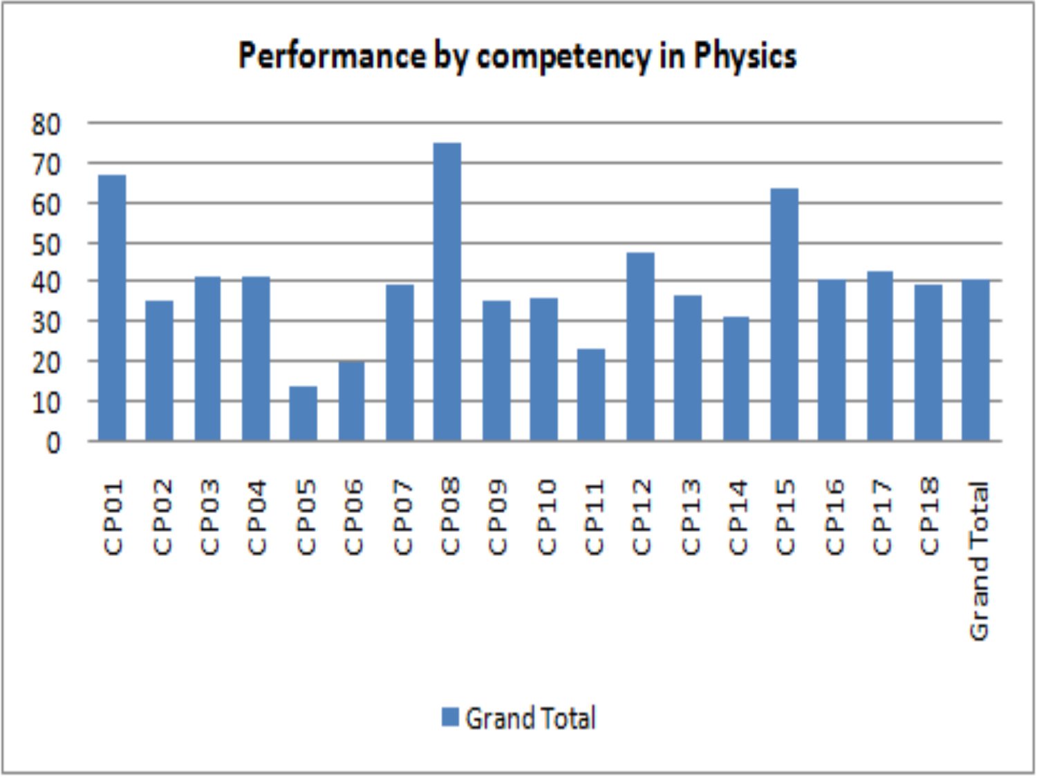Performance by competency in Physics

80
70
60
50
40
30
20
10
0

CP01
CP02
CP03
CP04
CP05
CP06
CP07
CP08
CP09
CP10
CP11
CP12
CP13
CP14
CP15
CP16
CP17
CP18
Grand Total

Grand Total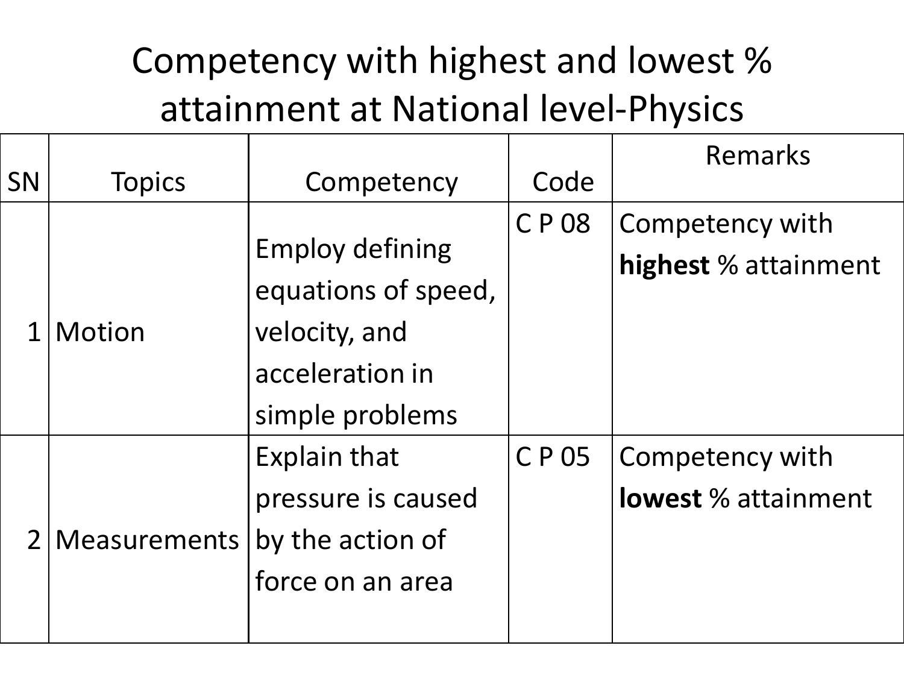# Competency with highest and lowest % attainment at National level-Physics

| SN | Topics | Competency | Code | Remarks |
|---|---|---|---|---|
| 1 | Motion | Employ defining equations of speed, velocity, and acceleration in simple problems | C P 08 | Competency with **highest** % attainment |
| 2 | Measurements | Explain that pressure is caused by the action of force on an area | C P 05 | Competency with **lowest** % attainment |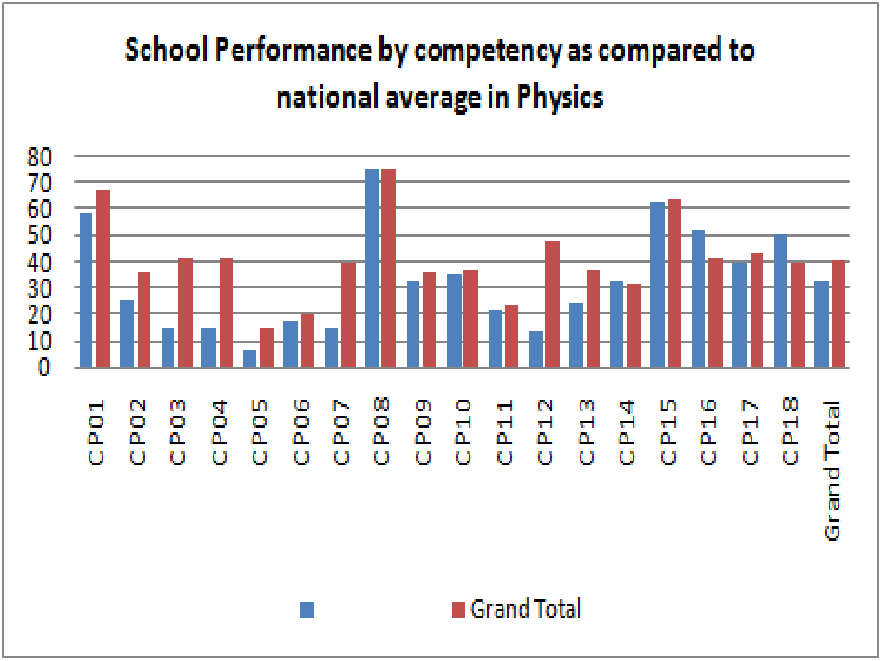School Performance by competency as compared to national average in Physics

80
70
60
50
40
30
20
10
0

CP01
CP02
CP03
CP04
CP05
CP06
CP07
CP08
CP09
CP10
CP11
CP12
CP13
CP14
CP15
CP16
CP17
CP18
Grand Total

Grand Total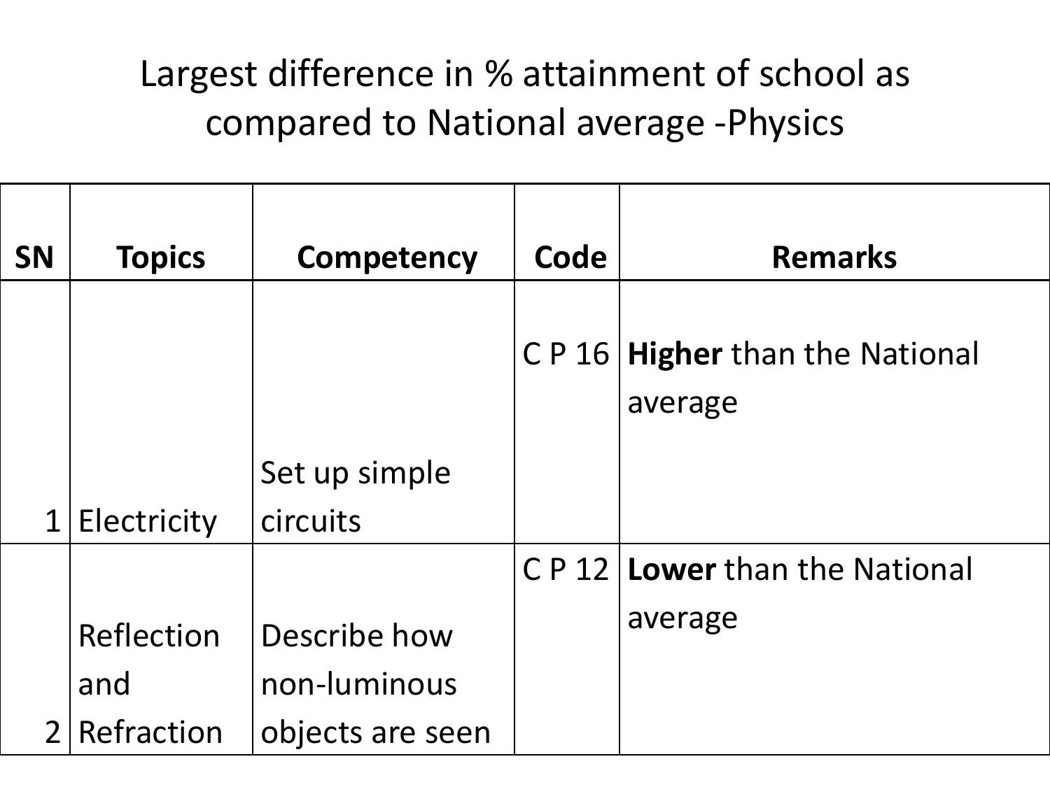# Largest difference in % attainment of school as compared to National average -Physics

| SN | Topics | Competency | Code | Remarks |
| --- | --- | --- | --- | --- |
| 1 | Electricity | Set up simple circuits | C P 16 | **Higher** than the National average |
| 2 | Reflection and Refraction | Describe how non-luminous objects are seen | C P 12 | **Lower** than the National average |